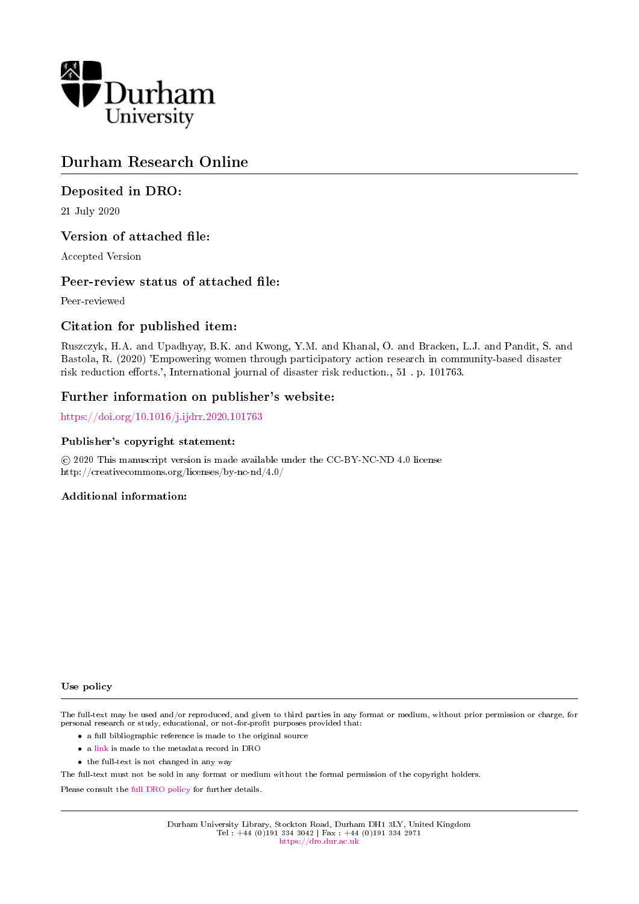Durham University

# Durham Research Online

## Deposited in DRO:

21 July 2020

## Version of attached file:

Accepted Version

## Peer-review status of attached file:

Peer-reviewed

## Citation for published item:

Ruszczyk, H.A. and Upadhyay, B.K. and Kwong, Y.M. and Khanal, O. and Bracken, L.J. and Pandit, S. and Bastola, R. (2020) 'Empowering women through participatory action research in community-based disaster risk reduction efforts.', International journal of disaster risk reduction., 51 . p. 101763.

## Further information on publisher's website:

https://doi.org/10.1016/j.ijdrr.2020.101763

### Publisher's copyright statement:

© 2020 This manuscript version is made available under the CC-BY-NC-ND 4.0 license http://creativecommons.org/licenses/by-nc-nd/4.0/

### Additional information:

#### Use policy

The full-text may be used and/or reproduced, and given to third parties in any format or medium, without prior permission or charge, for personal research or study, educational, or not-for-profit purposes provided that:

- a full bibliographic reference is made to the original source
- a link is made to the metadata record in DRO
- the full-text is not changed in any way

The full-text must not be sold in any format or medium without the formal permission of the copyright holders.

Please consult the full DRO policy for further details.

Durham University Library, Stockton Road, Durham DH1 3LY, United Kingdom
Tel : +44 (0)191 334 3042 | Fax : +44 (0)191 334 2971
https://dro.dur.ac.uk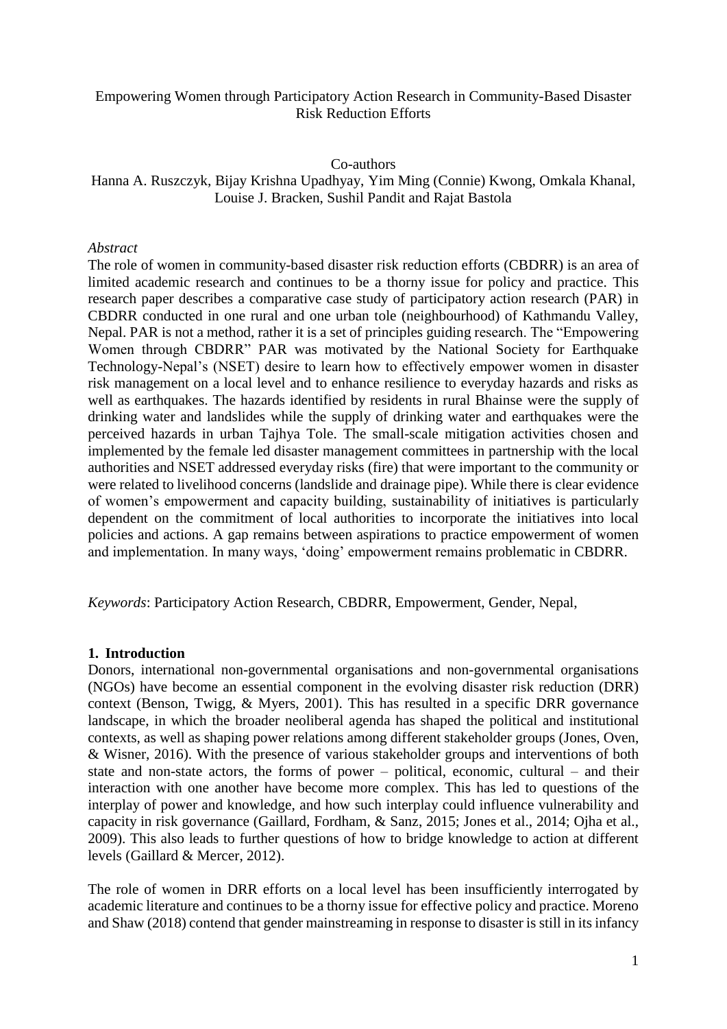Empowering Women through Participatory Action Research in Community-Based Disaster Risk Reduction Efforts

Co-authors

Hanna A. Ruszczyk, Bijay Krishna Upadhyay, Yim Ming (Connie) Kwong, Omkala Khanal, Louise J. Bracken, Sushil Pandit and Rajat Bastola

*Abstract*

The role of women in community-based disaster risk reduction efforts (CBDRR) is an area of limited academic research and continues to be a thorny issue for policy and practice. This research paper describes a comparative case study of participatory action research (PAR) in CBDRR conducted in one rural and one urban tole (neighbourhood) of Kathmandu Valley, Nepal. PAR is not a method, rather it is a set of principles guiding research. The "Empowering Women through CBDRR" PAR was motivated by the National Society for Earthquake Technology-Nepal's (NSET) desire to learn how to effectively empower women in disaster risk management on a local level and to enhance resilience to everyday hazards and risks as well as earthquakes. The hazards identified by residents in rural Bhainse were the supply of drinking water and landslides while the supply of drinking water and earthquakes were the perceived hazards in urban Tajhya Tole. The small-scale mitigation activities chosen and implemented by the female led disaster management committees in partnership with the local authorities and NSET addressed everyday risks (fire) that were important to the community or were related to livelihood concerns (landslide and drainage pipe). While there is clear evidence of women's empowerment and capacity building, sustainability of initiatives is particularly dependent on the commitment of local authorities to incorporate the initiatives into local policies and actions. A gap remains between aspirations to practice empowerment of women and implementation. In many ways, 'doing' empowerment remains problematic in CBDRR.

*Keywords*: Participatory Action Research, CBDRR, Empowerment, Gender, Nepal,

## 1. Introduction

Donors, international non-governmental organisations and non-governmental organisations (NGOs) have become an essential component in the evolving disaster risk reduction (DRR) context (Benson, Twigg, & Myers, 2001). This has resulted in a specific DRR governance landscape, in which the broader neoliberal agenda has shaped the political and institutional contexts, as well as shaping power relations among different stakeholder groups (Jones, Oven, & Wisner, 2016). With the presence of various stakeholder groups and interventions of both state and non-state actors, the forms of power – political, economic, cultural – and their interaction with one another have become more complex. This has led to questions of the interplay of power and knowledge, and how such interplay could influence vulnerability and capacity in risk governance (Gaillard, Fordham, & Sanz, 2015; Jones et al., 2014; Ojha et al., 2009). This also leads to further questions of how to bridge knowledge to action at different levels (Gaillard & Mercer, 2012).

The role of women in DRR efforts on a local level has been insufficiently interrogated by academic literature and continues to be a thorny issue for effective policy and practice. Moreno and Shaw (2018) contend that gender mainstreaming in response to disaster is still in its infancy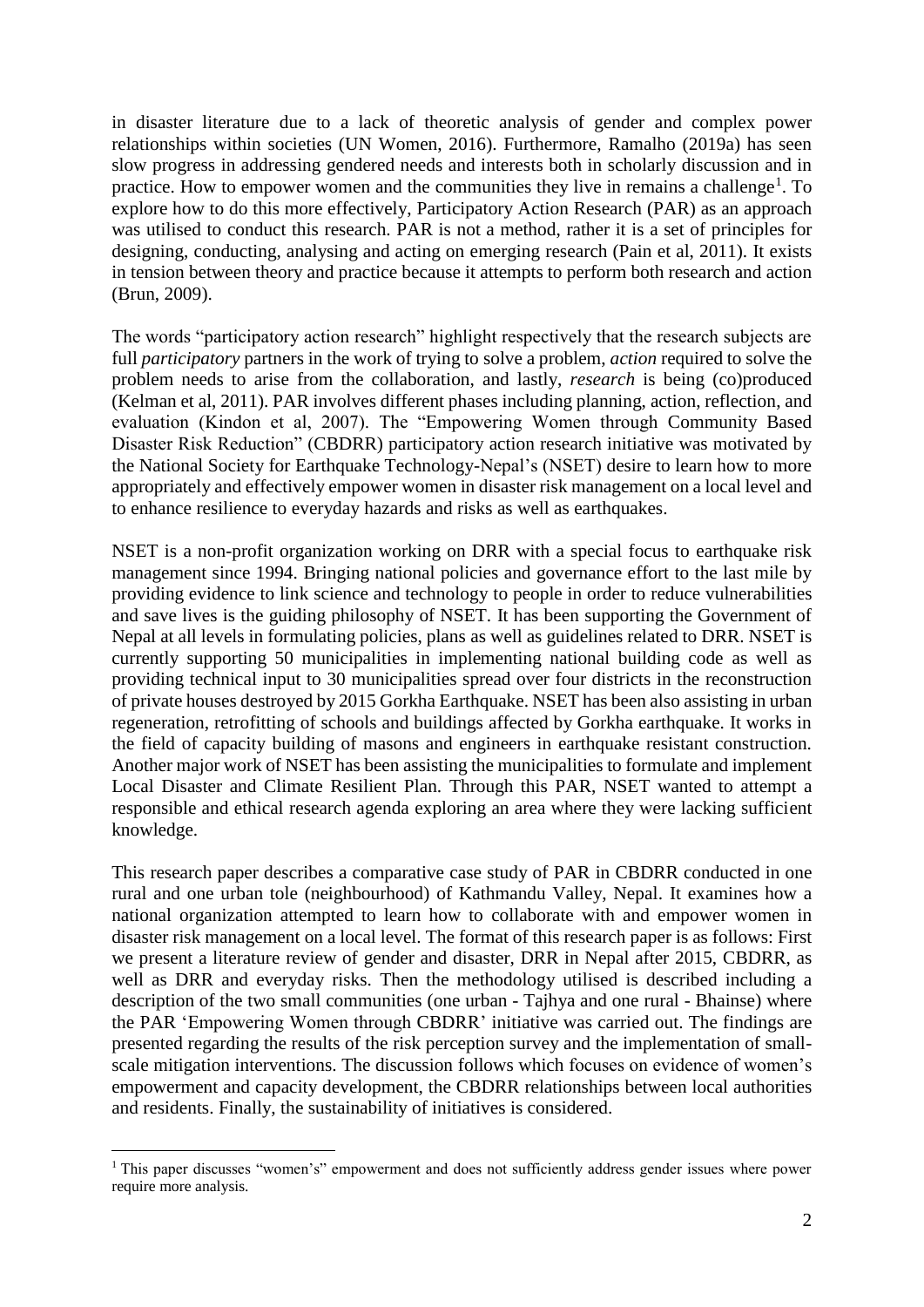in disaster literature due to a lack of theoretic analysis of gender and complex power relationships within societies (UN Women, 2016). Furthermore, Ramalho (2019a) has seen slow progress in addressing gendered needs and interests both in scholarly discussion and in practice. How to empower women and the communities they live in remains a challenge[1]. To explore how to do this more effectively, Participatory Action Research (PAR) as an approach was utilised to conduct this research. PAR is not a method, rather it is a set of principles for designing, conducting, analysing and acting on emerging research (Pain et al, 2011). It exists in tension between theory and practice because it attempts to perform both research and action (Brun, 2009).

The words "participatory action research" highlight respectively that the research subjects are full *participatory* partners in the work of trying to solve a problem, *action* required to solve the problem needs to arise from the collaboration, and lastly, *research* is being (co)produced (Kelman et al, 2011). PAR involves different phases including planning, action, reflection, and evaluation (Kindon et al, 2007). The "Empowering Women through Community Based Disaster Risk Reduction" (CBDRR) participatory action research initiative was motivated by the National Society for Earthquake Technology-Nepal's (NSET) desire to learn how to more appropriately and effectively empower women in disaster risk management on a local level and to enhance resilience to everyday hazards and risks as well as earthquakes.

NSET is a non-profit organization working on DRR with a special focus to earthquake risk management since 1994. Bringing national policies and governance effort to the last mile by providing evidence to link science and technology to people in order to reduce vulnerabilities and save lives is the guiding philosophy of NSET. It has been supporting the Government of Nepal at all levels in formulating policies, plans as well as guidelines related to DRR. NSET is currently supporting 50 municipalities in implementing national building code as well as providing technical input to 30 municipalities spread over four districts in the reconstruction of private houses destroyed by 2015 Gorkha Earthquake. NSET has been also assisting in urban regeneration, retrofitting of schools and buildings affected by Gorkha earthquake. It works in the field of capacity building of masons and engineers in earthquake resistant construction. Another major work of NSET has been assisting the municipalities to formulate and implement Local Disaster and Climate Resilient Plan. Through this PAR, NSET wanted to attempt a responsible and ethical research agenda exploring an area where they were lacking sufficient knowledge.

This research paper describes a comparative case study of PAR in CBDRR conducted in one rural and one urban tole (neighbourhood) of Kathmandu Valley, Nepal. It examines how a national organization attempted to learn how to collaborate with and empower women in disaster risk management on a local level. The format of this research paper is as follows: First we present a literature review of gender and disaster, DRR in Nepal after 2015, CBDRR, as well as DRR and everyday risks. Then the methodology utilised is described including a description of the two small communities (one urban - Tajhya and one rural - Bhainse) where the PAR 'Empowering Women through CBDRR' initiative was carried out. The findings are presented regarding the results of the risk perception survey and the implementation of small-scale mitigation interventions. The discussion follows which focuses on evidence of women's empowerment and capacity development, the CBDRR relationships between local authorities and residents. Finally, the sustainability of initiatives is considered.

[1] This paper discusses "women's" empowerment and does not sufficiently address gender issues where power require more analysis.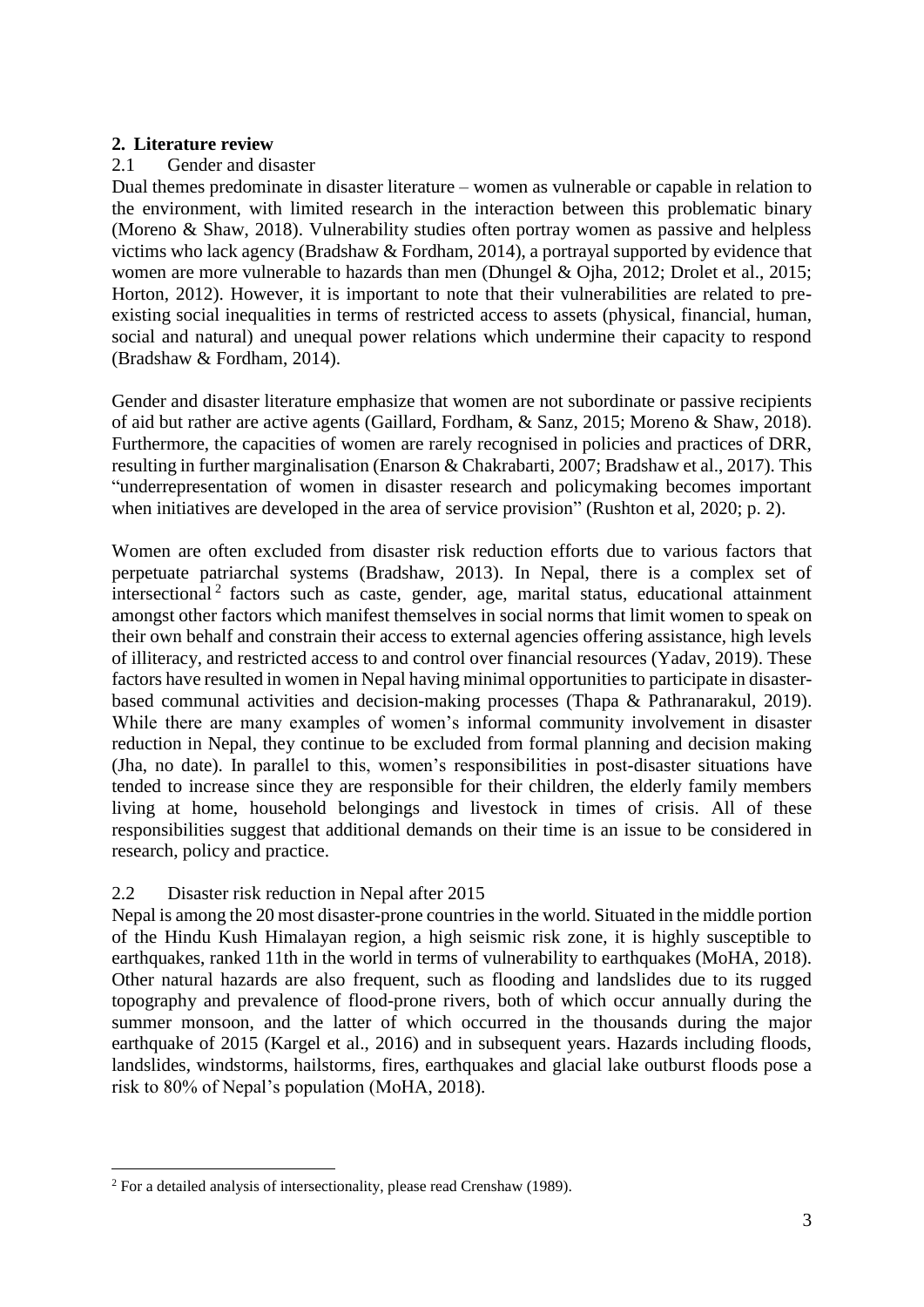## 2. Literature review

### 2.1 Gender and disaster

Dual themes predominate in disaster literature – women as vulnerable or capable in relation to the environment, with limited research in the interaction between this problematic binary (Moreno & Shaw, 2018). Vulnerability studies often portray women as passive and helpless victims who lack agency (Bradshaw & Fordham, 2014), a portrayal supported by evidence that women are more vulnerable to hazards than men (Dhungel & Ojha, 2012; Drolet et al., 2015; Horton, 2012). However, it is important to note that their vulnerabilities are related to pre-existing social inequalities in terms of restricted access to assets (physical, financial, human, social and natural) and unequal power relations which undermine their capacity to respond (Bradshaw & Fordham, 2014).

Gender and disaster literature emphasize that women are not subordinate or passive recipients of aid but rather are active agents (Gaillard, Fordham, & Sanz, 2015; Moreno & Shaw, 2018). Furthermore, the capacities of women are rarely recognised in policies and practices of DRR, resulting in further marginalisation (Enarson & Chakrabarti, 2007; Bradshaw et al., 2017). This "underrepresentation of women in disaster research and policymaking becomes important when initiatives are developed in the area of service provision" (Rushton et al, 2020; p. 2).

Women are often excluded from disaster risk reduction efforts due to various factors that perpetuate patriarchal systems (Bradshaw, 2013). In Nepal, there is a complex set of intersectional [2] factors such as caste, gender, age, marital status, educational attainment amongst other factors which manifest themselves in social norms that limit women to speak on their own behalf and constrain their access to external agencies offering assistance, high levels of illiteracy, and restricted access to and control over financial resources (Yadav, 2019). These factors have resulted in women in Nepal having minimal opportunities to participate in disaster-based communal activities and decision-making processes (Thapa & Pathranarakul, 2019). While there are many examples of women's informal community involvement in disaster reduction in Nepal, they continue to be excluded from formal planning and decision making (Jha, no date). In parallel to this, women's responsibilities in post-disaster situations have tended to increase since they are responsible for their children, the elderly family members living at home, household belongings and livestock in times of crisis. All of these responsibilities suggest that additional demands on their time is an issue to be considered in research, policy and practice.

### 2.2 Disaster risk reduction in Nepal after 2015

Nepal is among the 20 most disaster-prone countries in the world. Situated in the middle portion of the Hindu Kush Himalayan region, a high seismic risk zone, it is highly susceptible to earthquakes, ranked 11th in the world in terms of vulnerability to earthquakes (MoHA, 2018). Other natural hazards are also frequent, such as flooding and landslides due to its rugged topography and prevalence of flood-prone rivers, both of which occur annually during the summer monsoon, and the latter of which occurred in the thousands during the major earthquake of 2015 (Kargel et al., 2016) and in subsequent years. Hazards including floods, landslides, windstorms, hailstorms, fires, earthquakes and glacial lake outburst floods pose a risk to 80% of Nepal's population (MoHA, 2018).

---

[2] For a detailed analysis of intersectionality, please read Crenshaw (1989).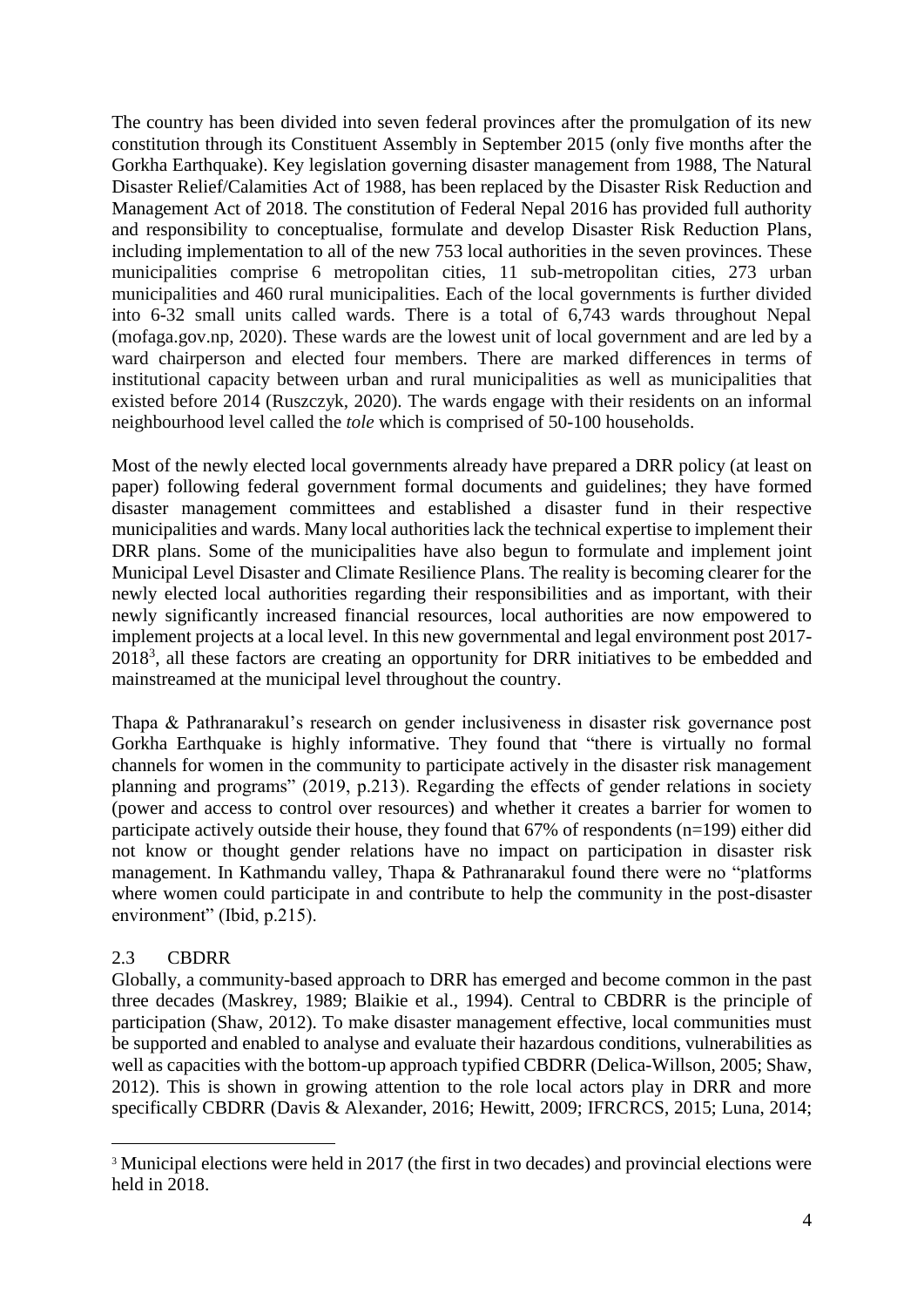The country has been divided into seven federal provinces after the promulgation of its new constitution through its Constituent Assembly in September 2015 (only five months after the Gorkha Earthquake). Key legislation governing disaster management from 1988, The Natural Disaster Relief/Calamities Act of 1988, has been replaced by the Disaster Risk Reduction and Management Act of 2018. The constitution of Federal Nepal 2016 has provided full authority and responsibility to conceptualise, formulate and develop Disaster Risk Reduction Plans, including implementation to all of the new 753 local authorities in the seven provinces. These municipalities comprise 6 metropolitan cities, 11 sub-metropolitan cities, 273 urban municipalities and 460 rural municipalities. Each of the local governments is further divided into 6-32 small units called wards. There is a total of 6,743 wards throughout Nepal (mofaga.gov.np, 2020). These wards are the lowest unit of local government and are led by a ward chairperson and elected four members. There are marked differences in terms of institutional capacity between urban and rural municipalities as well as municipalities that existed before 2014 (Ruszczyk, 2020). The wards engage with their residents on an informal neighbourhood level called the *tole* which is comprised of 50-100 households.

Most of the newly elected local governments already have prepared a DRR policy (at least on paper) following federal government formal documents and guidelines; they have formed disaster management committees and established a disaster fund in their respective municipalities and wards. Many local authorities lack the technical expertise to implement their DRR plans. Some of the municipalities have also begun to formulate and implement joint Municipal Level Disaster and Climate Resilience Plans. The reality is becoming clearer for the newly elected local authorities regarding their responsibilities and as important, with their newly significantly increased financial resources, local authorities are now empowered to implement projects at a local level. In this new governmental and legal environment post 2017-2018[3], all these factors are creating an opportunity for DRR initiatives to be embedded and mainstreamed at the municipal level throughout the country.

Thapa & Pathranarakul's research on gender inclusiveness in disaster risk governance post Gorkha Earthquake is highly informative. They found that "there is virtually no formal channels for women in the community to participate actively in the disaster risk management planning and programs" (2019, p.213). Regarding the effects of gender relations in society (power and access to control over resources) and whether it creates a barrier for women to participate actively outside their house, they found that 67% of respondents (n=199) either did not know or thought gender relations have no impact on participation in disaster risk management. In Kathmandu valley, Thapa & Pathranarakul found there were no "platforms where women could participate in and contribute to help the community in the post-disaster environment" (Ibid, p.215).

## 2.3 CBDRR

Globally, a community-based approach to DRR has emerged and become common in the past three decades (Maskrey, 1989; Blaikie et al., 1994). Central to CBDRR is the principle of participation (Shaw, 2012). To make disaster management effective, local communities must be supported and enabled to analyse and evaluate their hazardous conditions, vulnerabilities as well as capacities with the bottom-up approach typified CBDRR (Delica-Willson, 2005; Shaw, 2012). This is shown in growing attention to the role local actors play in DRR and more specifically CBDRR (Davis & Alexander, 2016; Hewitt, 2009; IFRCRCS, 2015; Luna, 2014;

[3] Municipal elections were held in 2017 (the first in two decades) and provincial elections were held in 2018.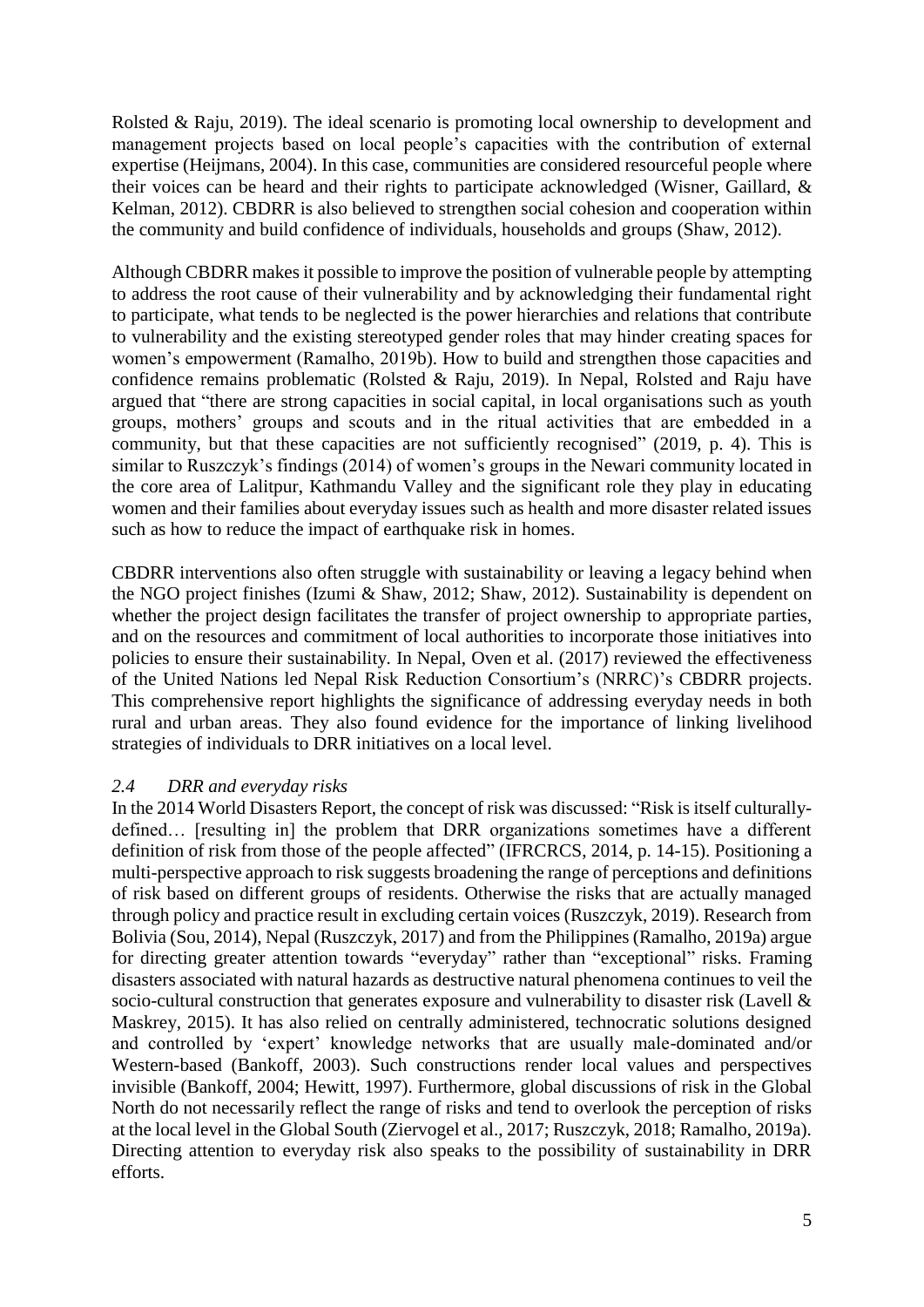Rolsted & Raju, 2019). The ideal scenario is promoting local ownership to development and management projects based on local people's capacities with the contribution of external expertise (Heijmans, 2004). In this case, communities are considered resourceful people where their voices can be heard and their rights to participate acknowledged (Wisner, Gaillard, & Kelman, 2012). CBDRR is also believed to strengthen social cohesion and cooperation within the community and build confidence of individuals, households and groups (Shaw, 2012).

Although CBDRR makes it possible to improve the position of vulnerable people by attempting to address the root cause of their vulnerability and by acknowledging their fundamental right to participate, what tends to be neglected is the power hierarchies and relations that contribute to vulnerability and the existing stereotyped gender roles that may hinder creating spaces for women's empowerment (Ramalho, 2019b). How to build and strengthen those capacities and confidence remains problematic (Rolsted & Raju, 2019). In Nepal, Rolsted and Raju have argued that "there are strong capacities in social capital, in local organisations such as youth groups, mothers' groups and scouts and in the ritual activities that are embedded in a community, but that these capacities are not sufficiently recognised" (2019, p. 4). This is similar to Ruszczyk's findings (2014) of women's groups in the Newari community located in the core area of Lalitpur, Kathmandu Valley and the significant role they play in educating women and their families about everyday issues such as health and more disaster related issues such as how to reduce the impact of earthquake risk in homes.

CBDRR interventions also often struggle with sustainability or leaving a legacy behind when the NGO project finishes (Izumi & Shaw, 2012; Shaw, 2012). Sustainability is dependent on whether the project design facilitates the transfer of project ownership to appropriate parties, and on the resources and commitment of local authorities to incorporate those initiatives into policies to ensure their sustainability. In Nepal, Oven et al. (2017) reviewed the effectiveness of the United Nations led Nepal Risk Reduction Consortium's (NRRC)'s CBDRR projects. This comprehensive report highlights the significance of addressing everyday needs in both rural and urban areas. They also found evidence for the importance of linking livelihood strategies of individuals to DRR initiatives on a local level.

### *2.4 DRR and everyday risks*

In the 2014 World Disasters Report, the concept of risk was discussed: "Risk is itself culturally-defined… [resulting in] the problem that DRR organizations sometimes have a different definition of risk from those of the people affected" (IFRCRCS, 2014, p. 14-15). Positioning a multi-perspective approach to risk suggests broadening the range of perceptions and definitions of risk based on different groups of residents. Otherwise the risks that are actually managed through policy and practice result in excluding certain voices (Ruszczyk, 2019). Research from Bolivia (Sou, 2014), Nepal (Ruszczyk, 2017) and from the Philippines (Ramalho, 2019a) argue for directing greater attention towards "everyday" rather than "exceptional" risks. Framing disasters associated with natural hazards as destructive natural phenomena continues to veil the socio-cultural construction that generates exposure and vulnerability to disaster risk (Lavell & Maskrey, 2015). It has also relied on centrally administered, technocratic solutions designed and controlled by 'expert' knowledge networks that are usually male-dominated and/or Western-based (Bankoff, 2003). Such constructions render local values and perspectives invisible (Bankoff, 2004; Hewitt, 1997). Furthermore, global discussions of risk in the Global North do not necessarily reflect the range of risks and tend to overlook the perception of risks at the local level in the Global South (Ziervogel et al., 2017; Ruszczyk, 2018; Ramalho, 2019a). Directing attention to everyday risk also speaks to the possibility of sustainability in DRR efforts.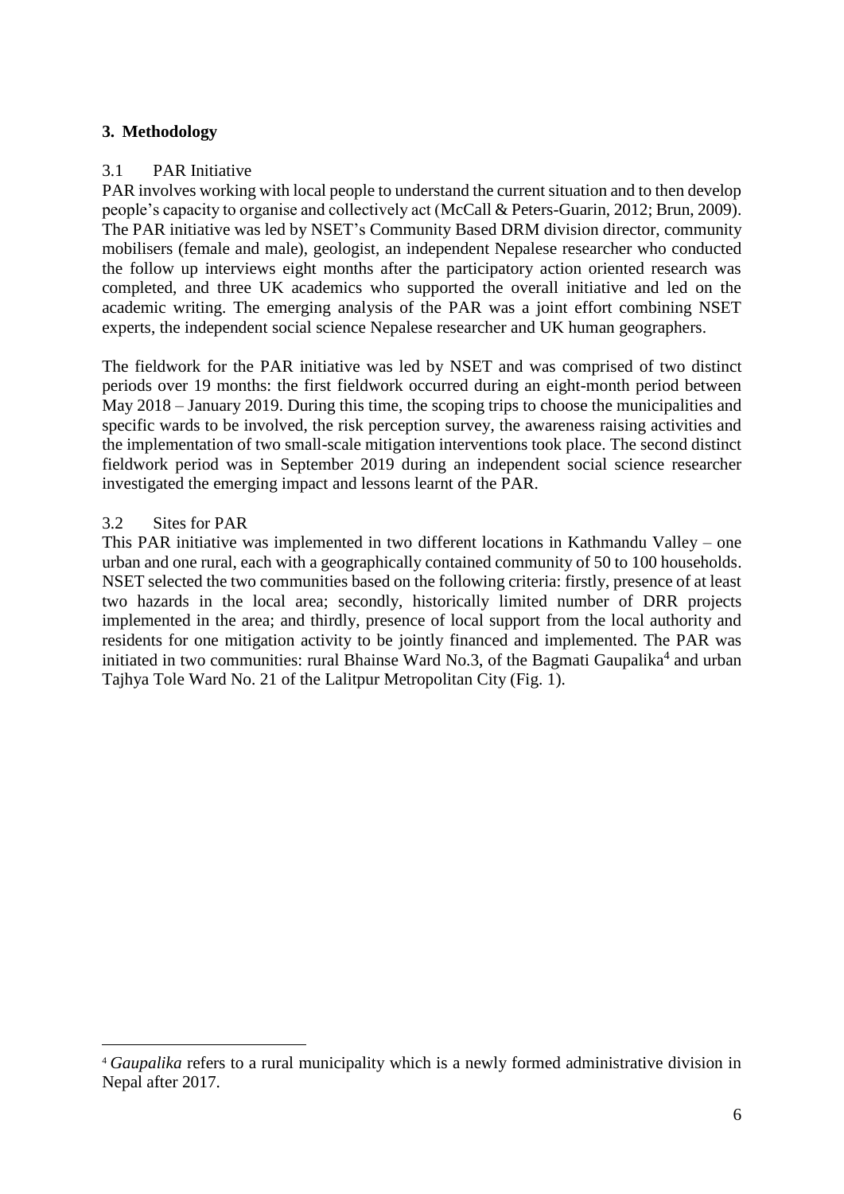## 3. Methodology

### 3.1 PAR Initiative

PAR involves working with local people to understand the current situation and to then develop people's capacity to organise and collectively act (McCall & Peters-Guarin, 2012; Brun, 2009). The PAR initiative was led by NSET's Community Based DRM division director, community mobilisers (female and male), geologist, an independent Nepalese researcher who conducted the follow up interviews eight months after the participatory action oriented research was completed, and three UK academics who supported the overall initiative and led on the academic writing. The emerging analysis of the PAR was a joint effort combining NSET experts, the independent social science Nepalese researcher and UK human geographers.

The fieldwork for the PAR initiative was led by NSET and was comprised of two distinct periods over 19 months: the first fieldwork occurred during an eight-month period between May 2018 – January 2019. During this time, the scoping trips to choose the municipalities and specific wards to be involved, the risk perception survey, the awareness raising activities and the implementation of two small-scale mitigation interventions took place. The second distinct fieldwork period was in September 2019 during an independent social science researcher investigated the emerging impact and lessons learnt of the PAR.

### 3.2 Sites for PAR

This PAR initiative was implemented in two different locations in Kathmandu Valley – one urban and one rural, each with a geographically contained community of 50 to 100 households. NSET selected the two communities based on the following criteria: firstly, presence of at least two hazards in the local area; secondly, historically limited number of DRR projects implemented in the area; and thirdly, presence of local support from the local authority and residents for one mitigation activity to be jointly financed and implemented. The PAR was initiated in two communities: rural Bhainse Ward No.3, of the Bagmati Gaupalika[4] and urban Tajhya Tole Ward No. 21 of the Lalitpur Metropolitan City (Fig. 1).

---

[4] *Gaupalika* refers to a rural municipality which is a newly formed administrative division in Nepal after 2017.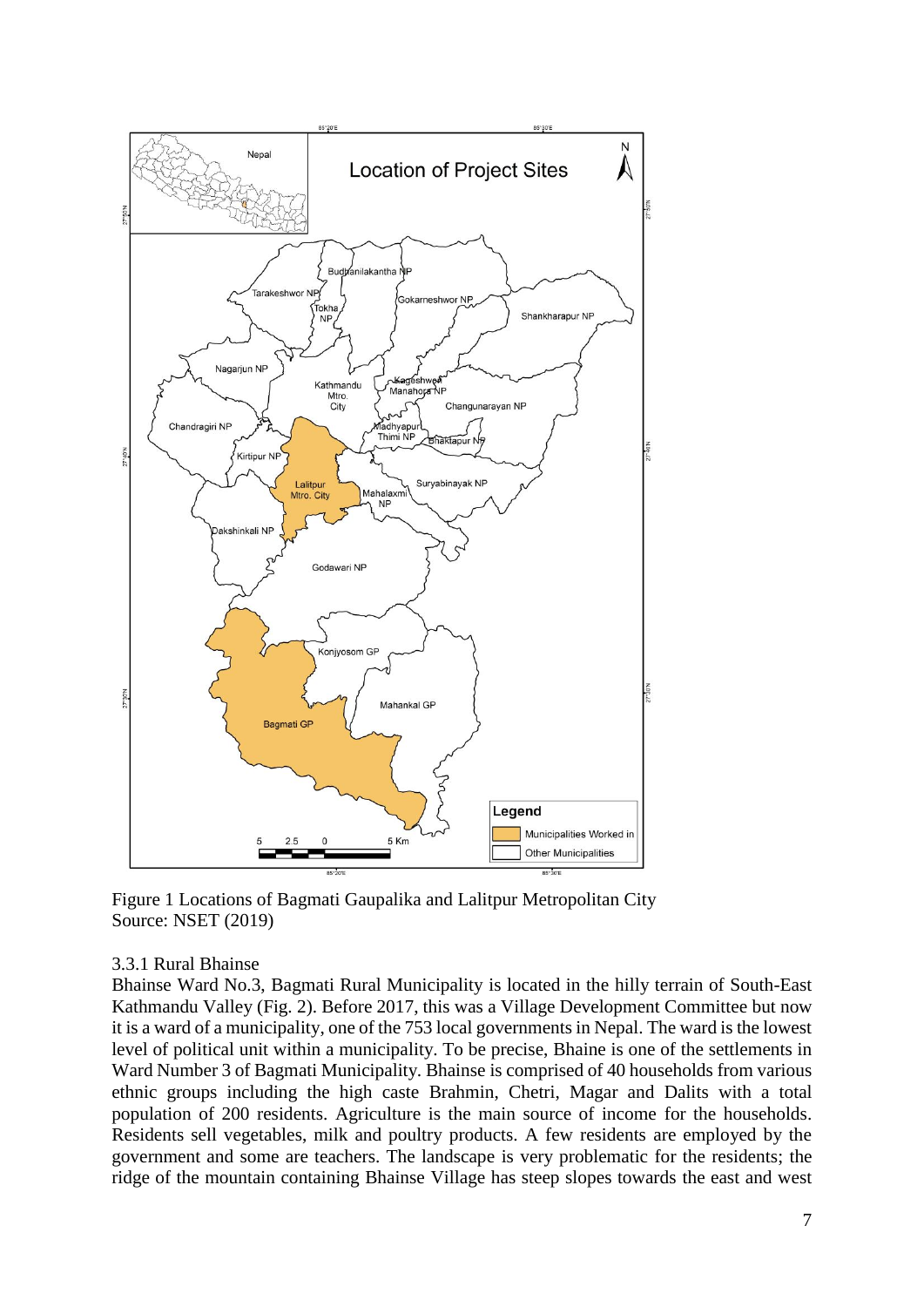Figure 1 Locations of Bagmati Gaupalika and Lalitpur Metropolitan City
Source: NSET (2019)

### 3.3.1 Rural Bhainse

Bhainse Ward No.3, Bagmati Rural Municipality is located in the hilly terrain of South-East Kathmandu Valley (Fig. 2). Before 2017, this was a Village Development Committee but now it is a ward of a municipality, one of the 753 local governments in Nepal. The ward is the lowest level of political unit within a municipality. To be precise, Bhaine is one of the settlements in Ward Number 3 of Bagmati Municipality. Bhainse is comprised of 40 households from various ethnic groups including the high caste Brahmin, Chetri, Magar and Dalits with a total population of 200 residents. Agriculture is the main source of income for the households. Residents sell vegetables, milk and poultry products. A few residents are employed by the government and some are teachers. The landscape is very problematic for the residents; the ridge of the mountain containing Bhainse Village has steep slopes towards the east and west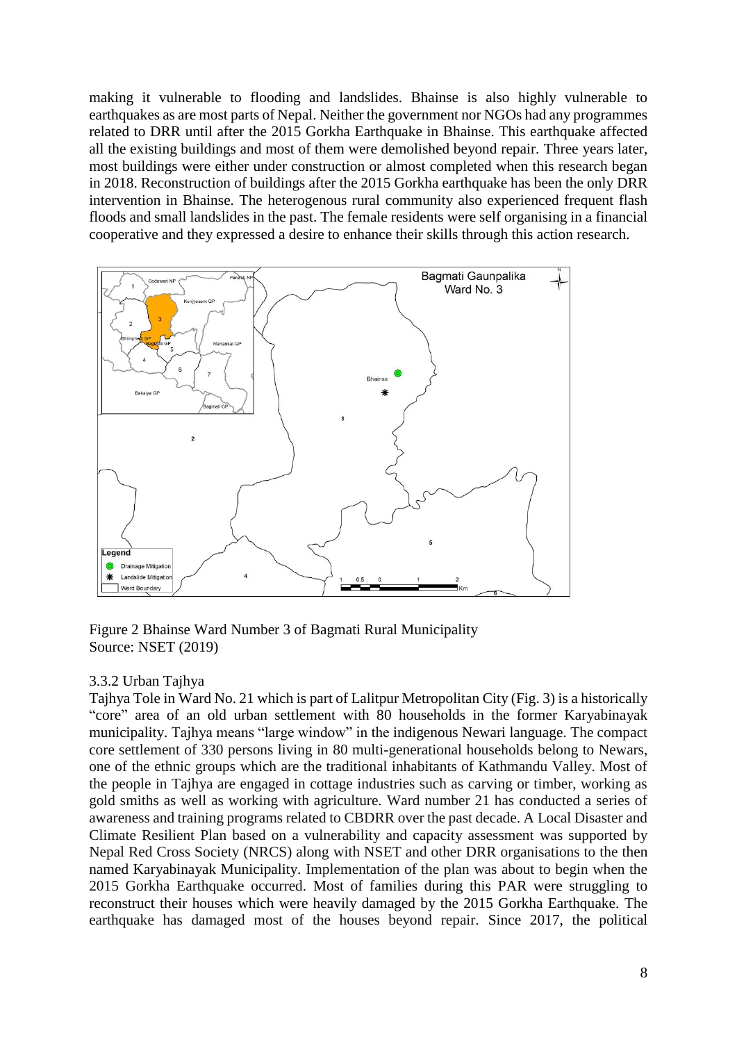making it vulnerable to flooding and landslides. Bhainse is also highly vulnerable to earthquakes as are most parts of Nepal. Neither the government nor NGOs had any programmes related to DRR until after the 2015 Gorkha Earthquake in Bhainse. This earthquake affected all the existing buildings and most of them were demolished beyond repair. Three years later, most buildings were either under construction or almost completed when this research began in 2018. Reconstruction of buildings after the 2015 Gorkha earthquake has been the only DRR intervention in Bhainse. The heterogenous rural community also experienced frequent flash floods and small landslides in the past. The female residents were self organising in a financial cooperative and they expressed a desire to enhance their skills through this action research.

Figure 2 Bhainse Ward Number 3 of Bagmati Rural Municipality
Source: NSET (2019)

### 3.3.2 Urban Tajhya

Tajhya Tole in Ward No. 21 which is part of Lalitpur Metropolitan City (Fig. 3) is a historically "core" area of an old urban settlement with 80 households in the former Karyabinayak municipality. Tajhya means "large window" in the indigenous Newari language. The compact core settlement of 330 persons living in 80 multi-generational households belong to Newars, one of the ethnic groups which are the traditional inhabitants of Kathmandu Valley. Most of the people in Tajhya are engaged in cottage industries such as carving or timber, working as gold smiths as well as working with agriculture. Ward number 21 has conducted a series of awareness and training programs related to CBDRR over the past decade. A Local Disaster and Climate Resilient Plan based on a vulnerability and capacity assessment was supported by Nepal Red Cross Society (NRCS) along with NSET and other DRR organisations to the then named Karyabinayak Municipality. Implementation of the plan was about to begin when the 2015 Gorkha Earthquake occurred. Most of families during this PAR were struggling to reconstruct their houses which were heavily damaged by the 2015 Gorkha Earthquake. The earthquake has damaged most of the houses beyond repair. Since 2017, the political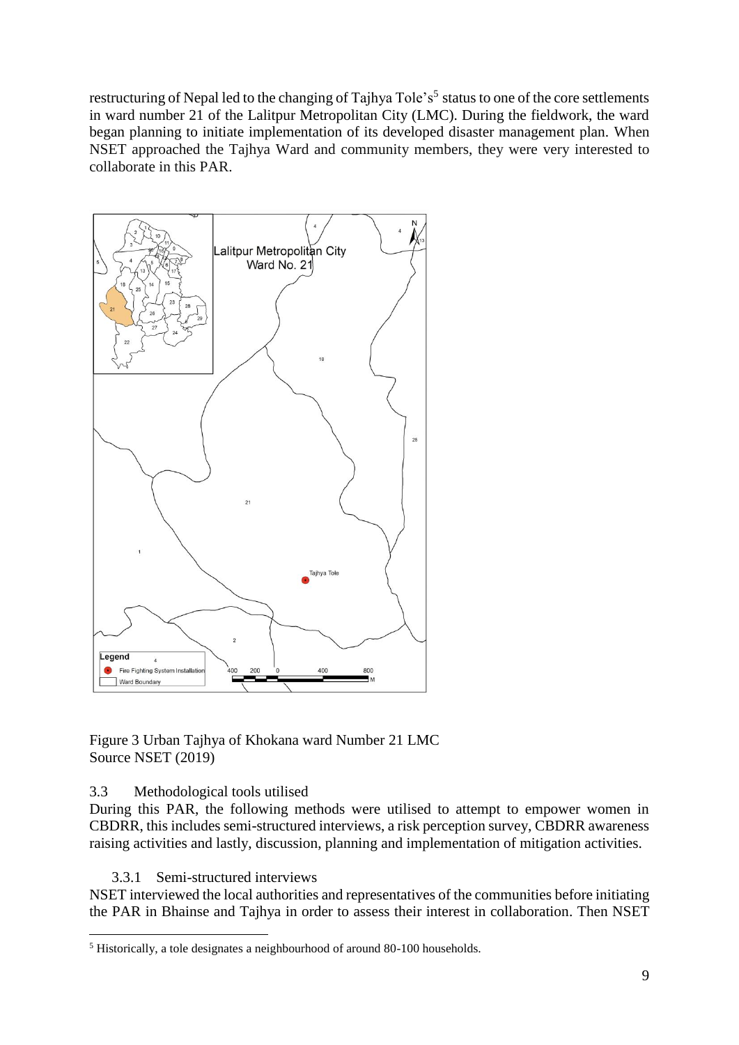restructuring of Nepal led to the changing of Tajhya Tole's[5] status to one of the core settlements in ward number 21 of the Lalitpur Metropolitan City (LMC). During the fieldwork, the ward began planning to initiate implementation of its developed disaster management plan. When NSET approached the Tajhya Ward and community members, they were very interested to collaborate in this PAR.

Figure 3 Urban Tajhya of Khokana ward Number 21 LMC
Source NSET (2019)

### 3.3 Methodological tools utilised

During this PAR, the following methods were utilised to attempt to empower women in CBDRR, this includes semi-structured interviews, a risk perception survey, CBDRR awareness raising activities and lastly, discussion, planning and implementation of mitigation activities.

#### 3.3.1 Semi-structured interviews

NSET interviewed the local authorities and representatives of the communities before initiating the PAR in Bhainse and Tajhya in order to assess their interest in collaboration. Then NSET

[5] Historically, a tole designates a neighbourhood of around 80-100 households.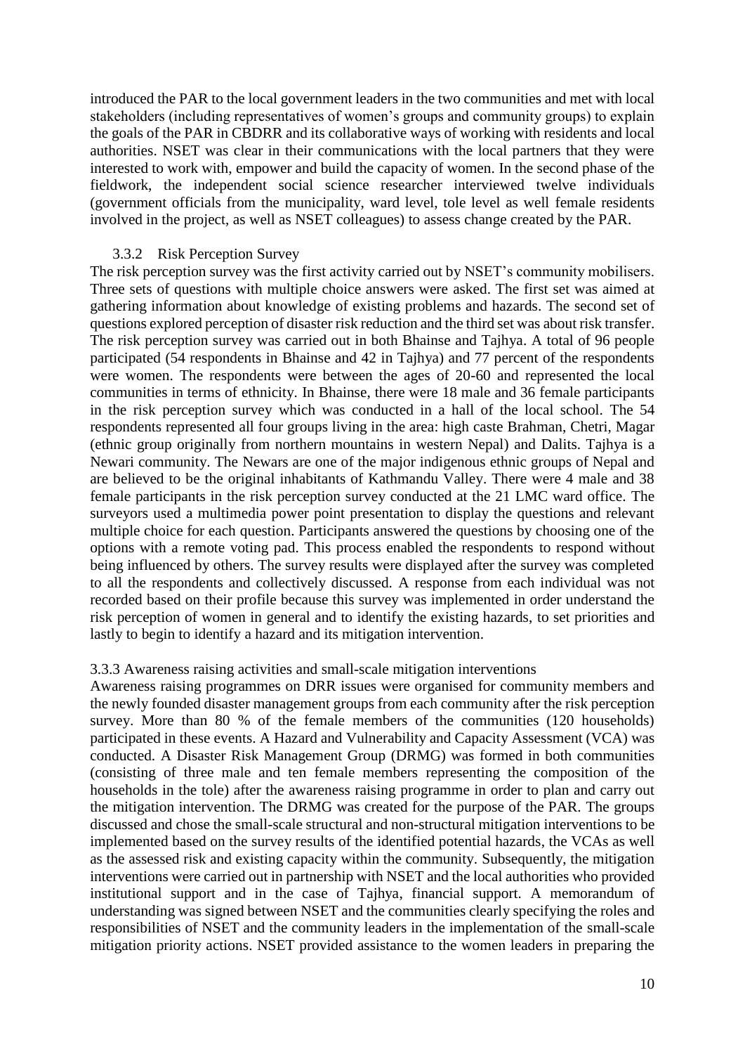introduced the PAR to the local government leaders in the two communities and met with local stakeholders (including representatives of women's groups and community groups) to explain the goals of the PAR in CBDRR and its collaborative ways of working with residents and local authorities. NSET was clear in their communications with the local partners that they were interested to work with, empower and build the capacity of women. In the second phase of the fieldwork, the independent social science researcher interviewed twelve individuals (government officials from the municipality, ward level, tole level as well female residents involved in the project, as well as NSET colleagues) to assess change created by the PAR.

### 3.3.2 Risk Perception Survey

The risk perception survey was the first activity carried out by NSET's community mobilisers. Three sets of questions with multiple choice answers were asked. The first set was aimed at gathering information about knowledge of existing problems and hazards. The second set of questions explored perception of disaster risk reduction and the third set was about risk transfer. The risk perception survey was carried out in both Bhainse and Tajhya. A total of 96 people participated (54 respondents in Bhainse and 42 in Tajhya) and 77 percent of the respondents were women. The respondents were between the ages of 20-60 and represented the local communities in terms of ethnicity. In Bhainse, there were 18 male and 36 female participants in the risk perception survey which was conducted in a hall of the local school. The 54 respondents represented all four groups living in the area: high caste Brahman, Chetri, Magar (ethnic group originally from northern mountains in western Nepal) and Dalits. Tajhya is a Newari community. The Newars are one of the major indigenous ethnic groups of Nepal and are believed to be the original inhabitants of Kathmandu Valley. There were 4 male and 38 female participants in the risk perception survey conducted at the 21 LMC ward office. The surveyors used a multimedia power point presentation to display the questions and relevant multiple choice for each question. Participants answered the questions by choosing one of the options with a remote voting pad. This process enabled the respondents to respond without being influenced by others. The survey results were displayed after the survey was completed to all the respondents and collectively discussed. A response from each individual was not recorded based on their profile because this survey was implemented in order understand the risk perception of women in general and to identify the existing hazards, to set priorities and lastly to begin to identify a hazard and its mitigation intervention.

### 3.3.3 Awareness raising activities and small-scale mitigation interventions

Awareness raising programmes on DRR issues were organised for community members and the newly founded disaster management groups from each community after the risk perception survey. More than 80 % of the female members of the communities (120 households) participated in these events. A Hazard and Vulnerability and Capacity Assessment (VCA) was conducted. A Disaster Risk Management Group (DRMG) was formed in both communities (consisting of three male and ten female members representing the composition of the households in the tole) after the awareness raising programme in order to plan and carry out the mitigation intervention. The DRMG was created for the purpose of the PAR. The groups discussed and chose the small-scale structural and non-structural mitigation interventions to be implemented based on the survey results of the identified potential hazards, the VCAs as well as the assessed risk and existing capacity within the community. Subsequently, the mitigation interventions were carried out in partnership with NSET and the local authorities who provided institutional support and in the case of Tajhya, financial support. A memorandum of understanding was signed between NSET and the communities clearly specifying the roles and responsibilities of NSET and the community leaders in the implementation of the small-scale mitigation priority actions. NSET provided assistance to the women leaders in preparing the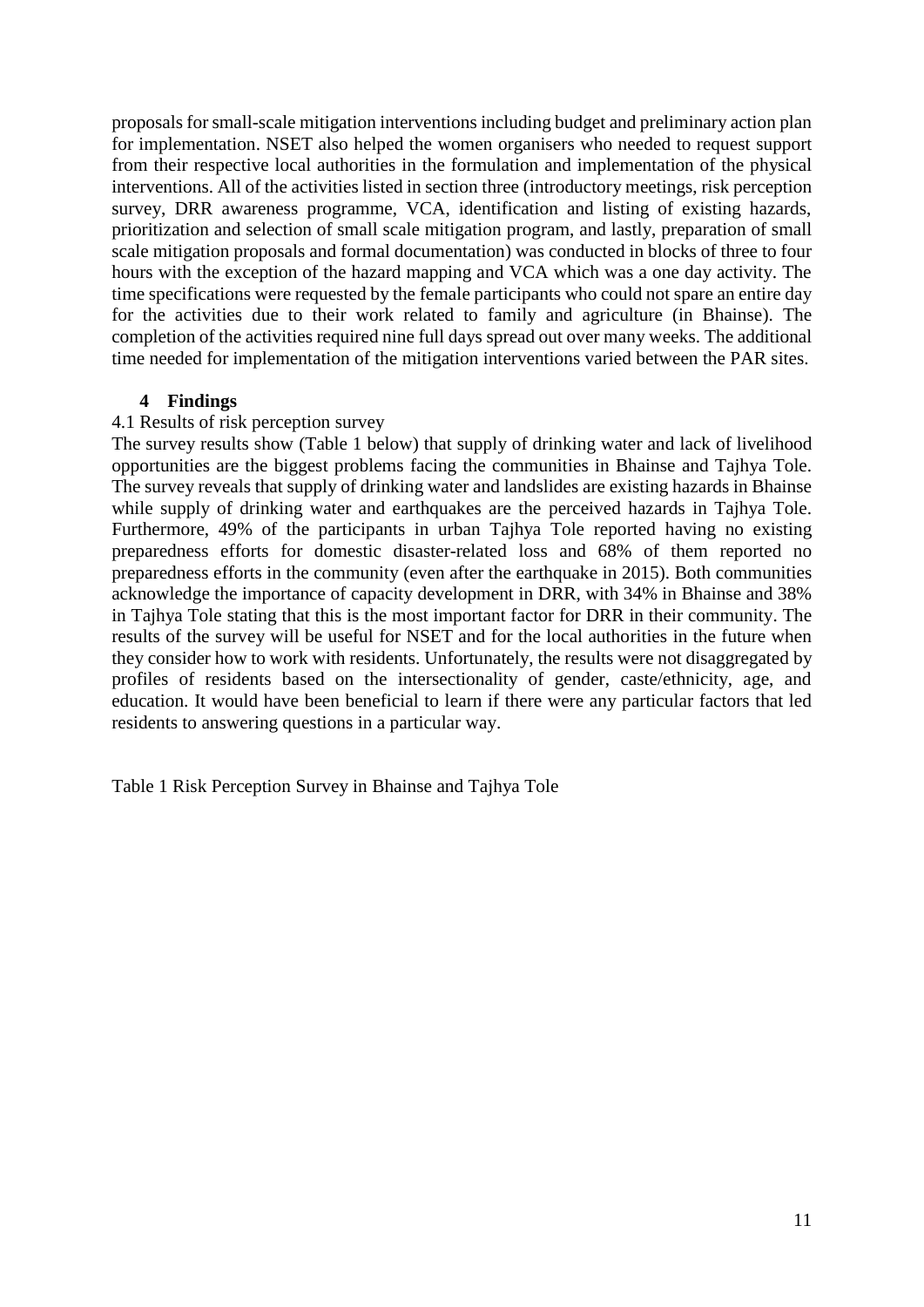proposals for small-scale mitigation interventions including budget and preliminary action plan for implementation. NSET also helped the women organisers who needed to request support from their respective local authorities in the formulation and implementation of the physical interventions. All of the activities listed in section three (introductory meetings, risk perception survey, DRR awareness programme, VCA, identification and listing of existing hazards, prioritization and selection of small scale mitigation program, and lastly, preparation of small scale mitigation proposals and formal documentation) was conducted in blocks of three to four hours with the exception of the hazard mapping and VCA which was a one day activity. The time specifications were requested by the female participants who could not spare an entire day for the activities due to their work related to family and agriculture (in Bhainse). The completion of the activities required nine full days spread out over many weeks. The additional time needed for implementation of the mitigation interventions varied between the PAR sites.

## 4 Findings

### 4.1 Results of risk perception survey

The survey results show (Table 1 below) that supply of drinking water and lack of livelihood opportunities are the biggest problems facing the communities in Bhainse and Tajhya Tole. The survey reveals that supply of drinking water and landslides are existing hazards in Bhainse while supply of drinking water and earthquakes are the perceived hazards in Tajhya Tole. Furthermore, 49% of the participants in urban Tajhya Tole reported having no existing preparedness efforts for domestic disaster-related loss and 68% of them reported no preparedness efforts in the community (even after the earthquake in 2015). Both communities acknowledge the importance of capacity development in DRR, with 34% in Bhainse and 38% in Tajhya Tole stating that this is the most important factor for DRR in their community. The results of the survey will be useful for NSET and for the local authorities in the future when they consider how to work with residents. Unfortunately, the results were not disaggregated by profiles of residents based on the intersectionality of gender, caste/ethnicity, age, and education. It would have been beneficial to learn if there were any particular factors that led residents to answering questions in a particular way.

Table 1 Risk Perception Survey in Bhainse and Tajhya Tole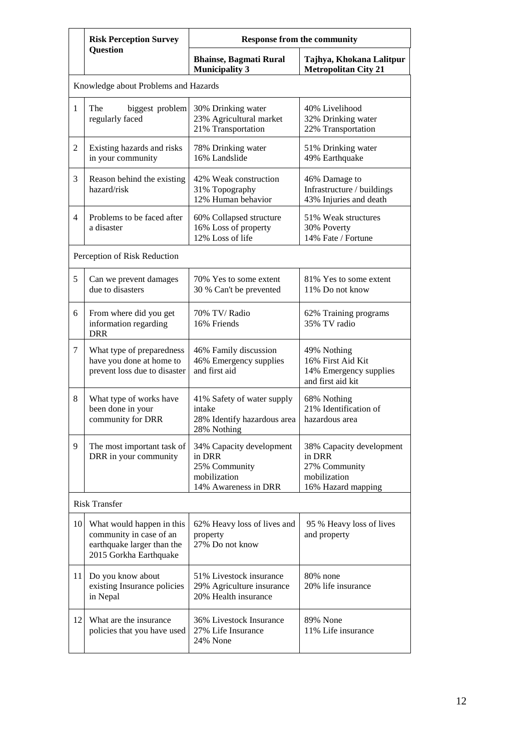|  | Risk Perception Survey Question | Response from the community | |
|---|---|---|---|
|  |  | **Bhainse, Bagmati Rural Municipality 3** | **Tajhya, Khokana Lalitpur Metropolitan City 21** |
| Knowledge about Problems and Hazards | | | |
| 1 | The biggest problem regularly faced | 30% Drinking water<br>23% Agricultural market<br>21% Transportation | 40% Livelihood<br>32% Drinking water<br>22% Transportation |
| 2 | Existing hazards and risks in your community | 78% Drinking water<br>16% Landslide | 51% Drinking water<br>49% Earthquake |
| 3 | Reason behind the existing hazard/risk | 42% Weak construction<br>31% Topography<br>12% Human behavior | 46% Damage to Infrastructure / buildings<br>43% Injuries and death |
| 4 | Problems to be faced after a disaster | 60% Collapsed structure<br>16% Loss of property<br>12% Loss of life | 51% Weak structures<br>30% Poverty<br>14% Fate / Fortune |
| Perception of Risk Reduction | | | |
| 5 | Can we prevent damages due to disasters | 70% Yes to some extent<br>30 % Can't be prevented | 81% Yes to some extent<br>11% Do not know |
| 6 | From where did you get information regarding DRR | 70% TV/ Radio<br>16% Friends | 62% Training programs<br>35% TV radio |
| 7 | What type of preparedness have you done at home to prevent loss due to disaster | 46% Family discussion<br>46% Emergency supplies and first aid | 49% Nothing<br>16% First Aid Kit<br>14% Emergency supplies and first aid kit |
| 8 | What type of works have been done in your community for DRR | 41% Safety of water supply intake<br>28% Identify hazardous area<br>28% Nothing | 68% Nothing<br>21% Identification of hazardous area |
| 9 | The most important task of DRR in your community | 34% Capacity development in DRR<br>25% Community mobilization<br>14% Awareness in DRR | 38% Capacity development in DRR<br>27% Community mobilization<br>16% Hazard mapping |
| Risk Transfer | | | |
| 10 | What would happen in this community in case of an earthquake larger than the 2015 Gorkha Earthquake | 62% Heavy loss of lives and property<br>27% Do not know | 95 % Heavy loss of lives and property |
| 11 | Do you know about existing Insurance policies in Nepal | 51% Livestock insurance<br>29% Agriculture insurance<br>20% Health insurance | 80% none<br>20% life insurance |
| 12 | What are the insurance policies that you have used | 36% Livestock Insurance<br>27% Life Insurance<br>24% None | 89% None<br>11% Life insurance |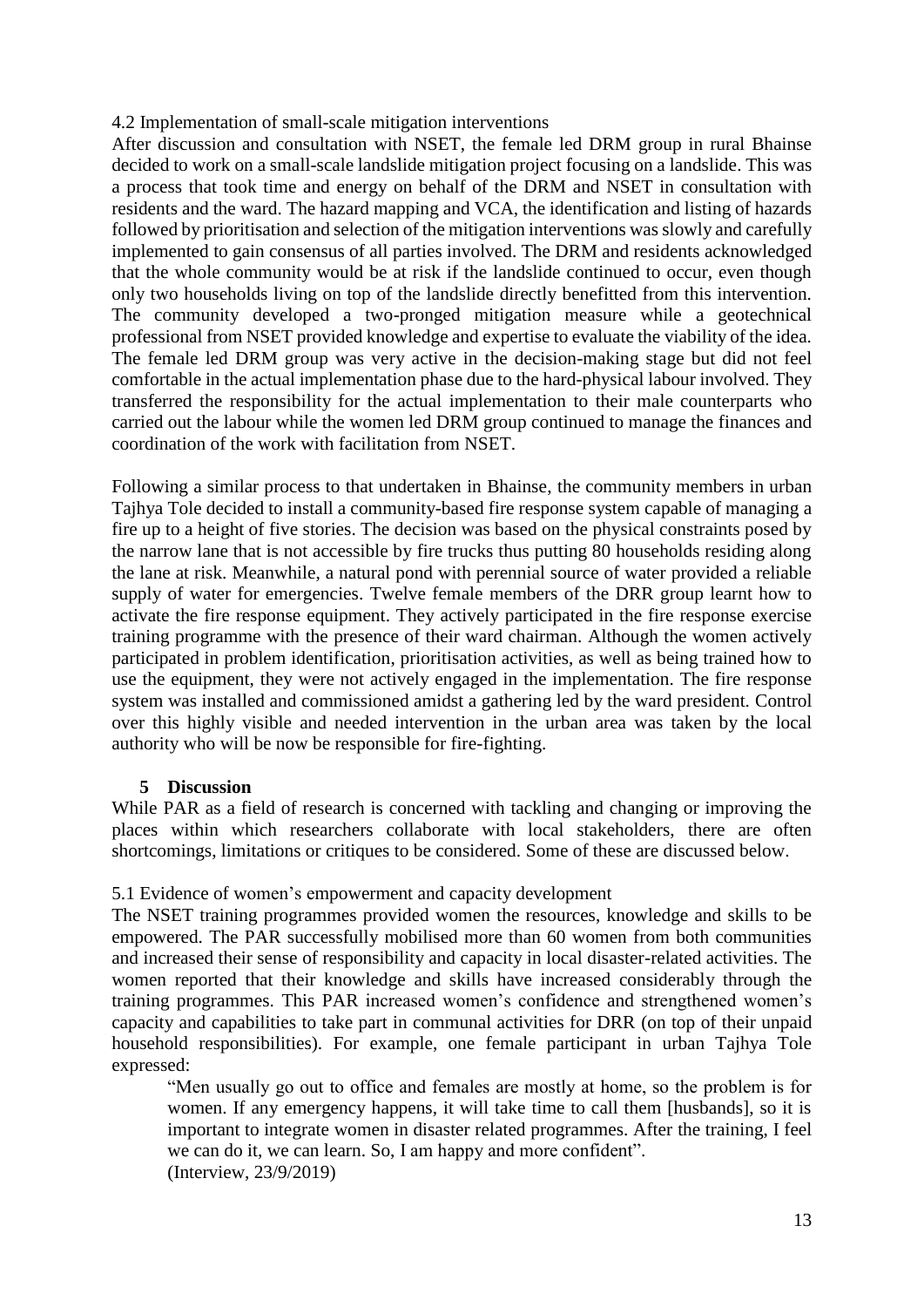### 4.2 Implementation of small-scale mitigation interventions

After discussion and consultation with NSET, the female led DRM group in rural Bhainse decided to work on a small-scale landslide mitigation project focusing on a landslide. This was a process that took time and energy on behalf of the DRM and NSET in consultation with residents and the ward. The hazard mapping and VCA, the identification and listing of hazards followed by prioritisation and selection of the mitigation interventions was slowly and carefully implemented to gain consensus of all parties involved. The DRM and residents acknowledged that the whole community would be at risk if the landslide continued to occur, even though only two households living on top of the landslide directly benefitted from this intervention. The community developed a two-pronged mitigation measure while a geotechnical professional from NSET provided knowledge and expertise to evaluate the viability of the idea. The female led DRM group was very active in the decision-making stage but did not feel comfortable in the actual implementation phase due to the hard-physical labour involved. They transferred the responsibility for the actual implementation to their male counterparts who carried out the labour while the women led DRM group continued to manage the finances and coordination of the work with facilitation from NSET.

Following a similar process to that undertaken in Bhainse, the community members in urban Tajhya Tole decided to install a community-based fire response system capable of managing a fire up to a height of five stories. The decision was based on the physical constraints posed by the narrow lane that is not accessible by fire trucks thus putting 80 households residing along the lane at risk. Meanwhile, a natural pond with perennial source of water provided a reliable supply of water for emergencies. Twelve female members of the DRR group learnt how to activate the fire response equipment. They actively participated in the fire response exercise training programme with the presence of their ward chairman. Although the women actively participated in problem identification, prioritisation activities, as well as being trained how to use the equipment, they were not actively engaged in the implementation. The fire response system was installed and commissioned amidst a gathering led by the ward president. Control over this highly visible and needed intervention in the urban area was taken by the local authority who will be now be responsible for fire-fighting.

## 5 Discussion

While PAR as a field of research is concerned with tackling and changing or improving the places within which researchers collaborate with local stakeholders, there are often shortcomings, limitations or critiques to be considered. Some of these are discussed below.

### 5.1 Evidence of women's empowerment and capacity development

The NSET training programmes provided women the resources, knowledge and skills to be empowered. The PAR successfully mobilised more than 60 women from both communities and increased their sense of responsibility and capacity in local disaster-related activities. The women reported that their knowledge and skills have increased considerably through the training programmes. This PAR increased women's confidence and strengthened women's capacity and capabilities to take part in communal activities for DRR (on top of their unpaid household responsibilities). For example, one female participant in urban Tajhya Tole expressed:

> "Men usually go out to office and females are mostly at home, so the problem is for women. If any emergency happens, it will take time to call them [husbands], so it is important to integrate women in disaster related programmes. After the training, I feel we can do it, we can learn. So, I am happy and more confident".
> (Interview, 23/9/2019)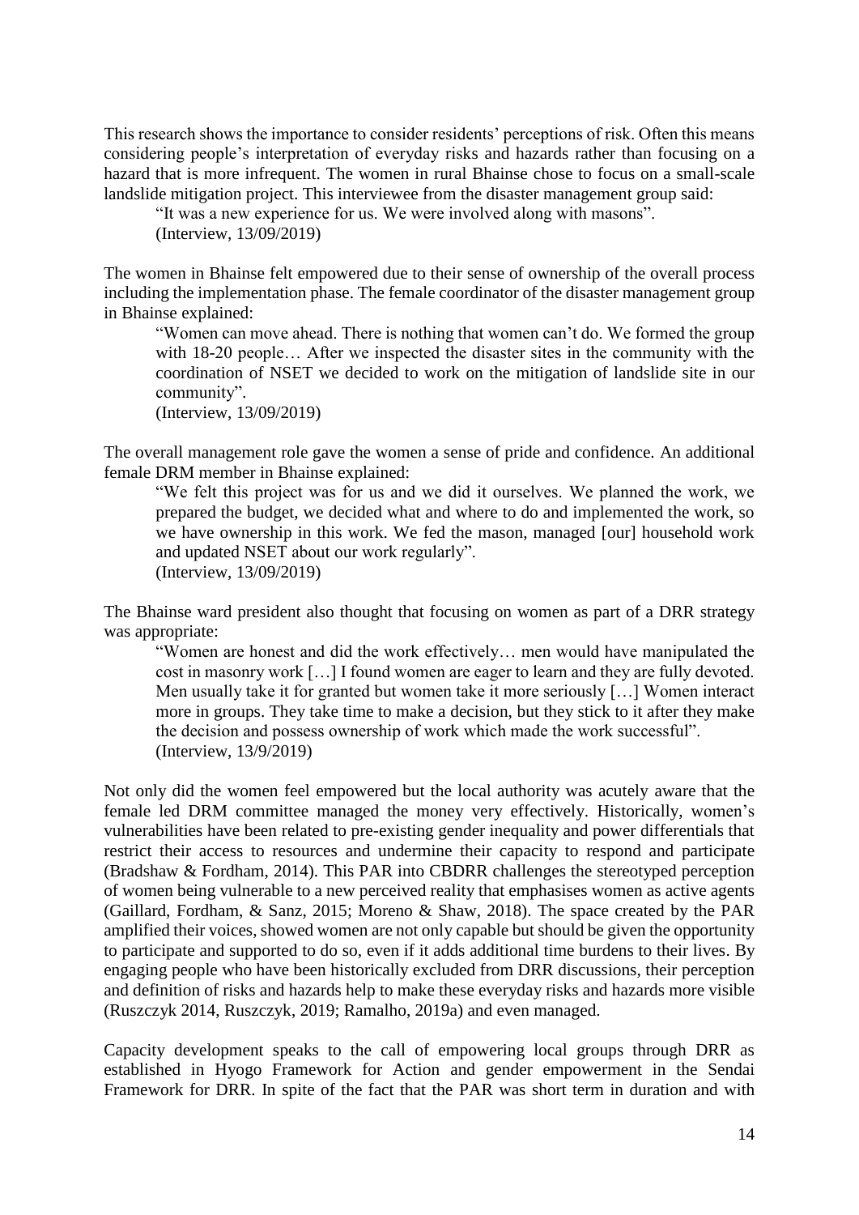This research shows the importance to consider residents' perceptions of risk. Often this means considering people's interpretation of everyday risks and hazards rather than focusing on a hazard that is more infrequent. The women in rural Bhainse chose to focus on a small-scale landslide mitigation project. This interviewee from the disaster management group said:

> "It was a new experience for us. We were involved along with masons".
> (Interview, 13/09/2019)

The women in Bhainse felt empowered due to their sense of ownership of the overall process including the implementation phase. The female coordinator of the disaster management group in Bhainse explained:

> "Women can move ahead. There is nothing that women can't do. We formed the group with 18-20 people… After we inspected the disaster sites in the community with the coordination of NSET we decided to work on the mitigation of landslide site in our community".
> (Interview, 13/09/2019)

The overall management role gave the women a sense of pride and confidence. An additional female DRM member in Bhainse explained:

> "We felt this project was for us and we did it ourselves. We planned the work, we prepared the budget, we decided what and where to do and implemented the work, so we have ownership in this work. We fed the mason, managed [our] household work and updated NSET about our work regularly".
> (Interview, 13/09/2019)

The Bhainse ward president also thought that focusing on women as part of a DRR strategy was appropriate:

> "Women are honest and did the work effectively… men would have manipulated the cost in masonry work […] I found women are eager to learn and they are fully devoted. Men usually take it for granted but women take it more seriously […] Women interact more in groups. They take time to make a decision, but they stick to it after they make the decision and possess ownership of work which made the work successful".
> (Interview, 13/9/2019)

Not only did the women feel empowered but the local authority was acutely aware that the female led DRM committee managed the money very effectively. Historically, women's vulnerabilities have been related to pre-existing gender inequality and power differentials that restrict their access to resources and undermine their capacity to respond and participate (Bradshaw & Fordham, 2014). This PAR into CBDRR challenges the stereotyped perception of women being vulnerable to a new perceived reality that emphasises women as active agents (Gaillard, Fordham, & Sanz, 2015; Moreno & Shaw, 2018). The space created by the PAR amplified their voices, showed women are not only capable but should be given the opportunity to participate and supported to do so, even if it adds additional time burdens to their lives. By engaging people who have been historically excluded from DRR discussions, their perception and definition of risks and hazards help to make these everyday risks and hazards more visible (Ruszczyk 2014, Ruszczyk, 2019; Ramalho, 2019a) and even managed.

Capacity development speaks to the call of empowering local groups through DRR as established in Hyogo Framework for Action and gender empowerment in the Sendai Framework for DRR. In spite of the fact that the PAR was short term in duration and with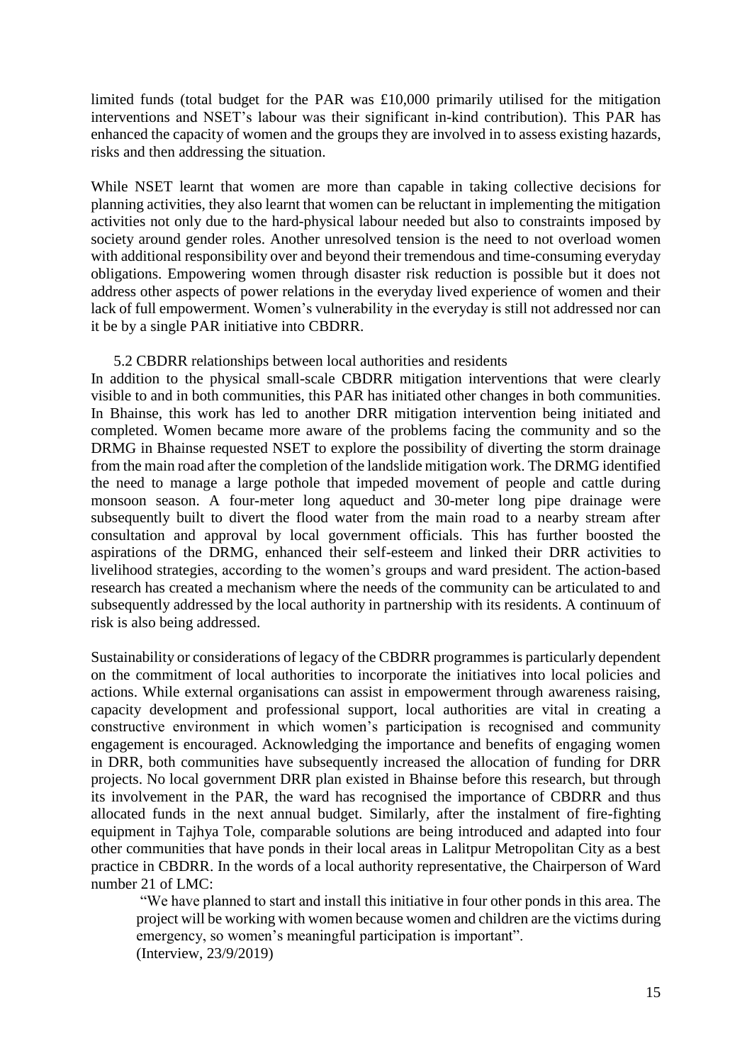limited funds (total budget for the PAR was £10,000 primarily utilised for the mitigation interventions and NSET's labour was their significant in-kind contribution). This PAR has enhanced the capacity of women and the groups they are involved in to assess existing hazards, risks and then addressing the situation.

While NSET learnt that women are more than capable in taking collective decisions for planning activities, they also learnt that women can be reluctant in implementing the mitigation activities not only due to the hard-physical labour needed but also to constraints imposed by society around gender roles. Another unresolved tension is the need to not overload women with additional responsibility over and beyond their tremendous and time-consuming everyday obligations. Empowering women through disaster risk reduction is possible but it does not address other aspects of power relations in the everyday lived experience of women and their lack of full empowerment. Women's vulnerability in the everyday is still not addressed nor can it be by a single PAR initiative into CBDRR.

### 5.2 CBDRR relationships between local authorities and residents

In addition to the physical small-scale CBDRR mitigation interventions that were clearly visible to and in both communities, this PAR has initiated other changes in both communities. In Bhainse, this work has led to another DRR mitigation intervention being initiated and completed. Women became more aware of the problems facing the community and so the DRMG in Bhainse requested NSET to explore the possibility of diverting the storm drainage from the main road after the completion of the landslide mitigation work. The DRMG identified the need to manage a large pothole that impeded movement of people and cattle during monsoon season. A four-meter long aqueduct and 30-meter long pipe drainage were subsequently built to divert the flood water from the main road to a nearby stream after consultation and approval by local government officials. This has further boosted the aspirations of the DRMG, enhanced their self-esteem and linked their DRR activities to livelihood strategies, according to the women's groups and ward president. The action-based research has created a mechanism where the needs of the community can be articulated to and subsequently addressed by the local authority in partnership with its residents. A continuum of risk is also being addressed.

Sustainability or considerations of legacy of the CBDRR programmes is particularly dependent on the commitment of local authorities to incorporate the initiatives into local policies and actions. While external organisations can assist in empowerment through awareness raising, capacity development and professional support, local authorities are vital in creating a constructive environment in which women's participation is recognised and community engagement is encouraged. Acknowledging the importance and benefits of engaging women in DRR, both communities have subsequently increased the allocation of funding for DRR projects. No local government DRR plan existed in Bhainse before this research, but through its involvement in the PAR, the ward has recognised the importance of CBDRR and thus allocated funds in the next annual budget. Similarly, after the instalment of fire-fighting equipment in Tajhya Tole, comparable solutions are being introduced and adapted into four other communities that have ponds in their local areas in Lalitpur Metropolitan City as a best practice in CBDRR. In the words of a local authority representative, the Chairperson of Ward number 21 of LMC:

> "We have planned to start and install this initiative in four other ponds in this area. The project will be working with women because women and children are the victims during emergency, so women's meaningful participation is important".
> (Interview, 23/9/2019)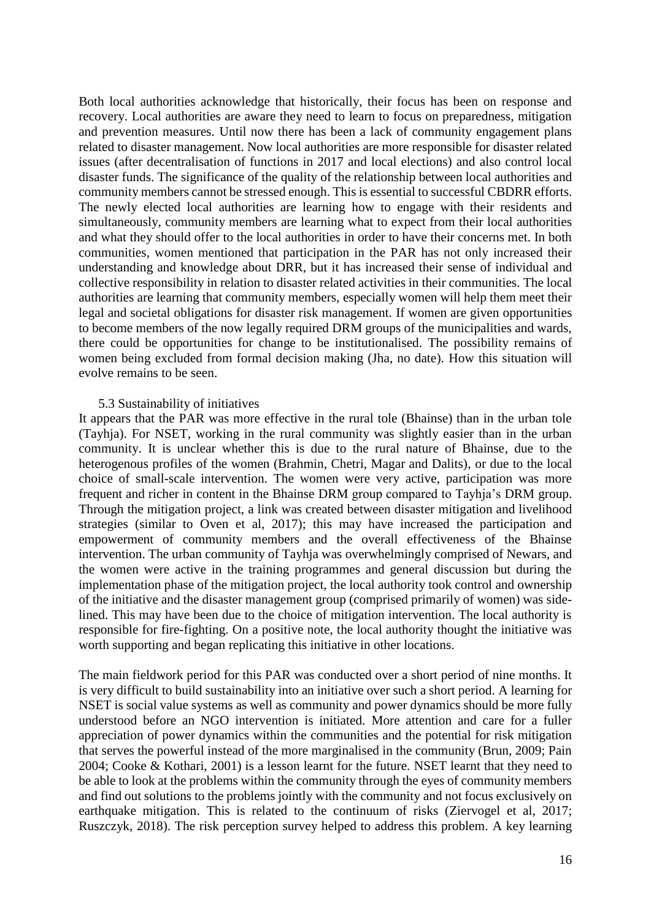Both local authorities acknowledge that historically, their focus has been on response and recovery. Local authorities are aware they need to learn to focus on preparedness, mitigation and prevention measures. Until now there has been a lack of community engagement plans related to disaster management. Now local authorities are more responsible for disaster related issues (after decentralisation of functions in 2017 and local elections) and also control local disaster funds. The significance of the quality of the relationship between local authorities and community members cannot be stressed enough. This is essential to successful CBDRR efforts. The newly elected local authorities are learning how to engage with their residents and simultaneously, community members are learning what to expect from their local authorities and what they should offer to the local authorities in order to have their concerns met. In both communities, women mentioned that participation in the PAR has not only increased their understanding and knowledge about DRR, but it has increased their sense of individual and collective responsibility in relation to disaster related activities in their communities. The local authorities are learning that community members, especially women will help them meet their legal and societal obligations for disaster risk management. If women are given opportunities to become members of the now legally required DRM groups of the municipalities and wards, there could be opportunities for change to be institutionalised. The possibility remains of women being excluded from formal decision making (Jha, no date). How this situation will evolve remains to be seen.

### 5.3 Sustainability of initiatives

It appears that the PAR was more effective in the rural tole (Bhainse) than in the urban tole (Tayhja). For NSET, working in the rural community was slightly easier than in the urban community. It is unclear whether this is due to the rural nature of Bhainse, due to the heterogenous profiles of the women (Brahmin, Chetri, Magar and Dalits), or due to the local choice of small-scale intervention. The women were very active, participation was more frequent and richer in content in the Bhainse DRM group compared to Tayhja's DRM group. Through the mitigation project, a link was created between disaster mitigation and livelihood strategies (similar to Oven et al, 2017); this may have increased the participation and empowerment of community members and the overall effectiveness of the Bhainse intervention. The urban community of Tayhja was overwhelmingly comprised of Newars, and the women were active in the training programmes and general discussion but during the implementation phase of the mitigation project, the local authority took control and ownership of the initiative and the disaster management group (comprised primarily of women) was side-lined. This may have been due to the choice of mitigation intervention. The local authority is responsible for fire-fighting. On a positive note, the local authority thought the initiative was worth supporting and began replicating this initiative in other locations.

The main fieldwork period for this PAR was conducted over a short period of nine months. It is very difficult to build sustainability into an initiative over such a short period. A learning for NSET is social value systems as well as community and power dynamics should be more fully understood before an NGO intervention is initiated. More attention and care for a fuller appreciation of power dynamics within the communities and the potential for risk mitigation that serves the powerful instead of the more marginalised in the community (Brun, 2009; Pain 2004; Cooke & Kothari, 2001) is a lesson learnt for the future. NSET learnt that they need to be able to look at the problems within the community through the eyes of community members and find out solutions to the problems jointly with the community and not focus exclusively on earthquake mitigation. This is related to the continuum of risks (Ziervogel et al, 2017; Ruszczyk, 2018). The risk perception survey helped to address this problem. A key learning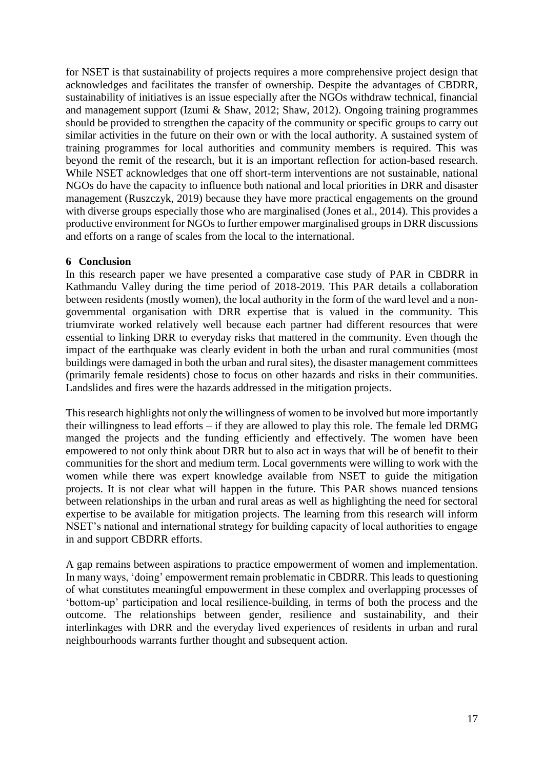for NSET is that sustainability of projects requires a more comprehensive project design that acknowledges and facilitates the transfer of ownership. Despite the advantages of CBDRR, sustainability of initiatives is an issue especially after the NGOs withdraw technical, financial and management support (Izumi & Shaw, 2012; Shaw, 2012). Ongoing training programmes should be provided to strengthen the capacity of the community or specific groups to carry out similar activities in the future on their own or with the local authority. A sustained system of training programmes for local authorities and community members is required. This was beyond the remit of the research, but it is an important reflection for action-based research. While NSET acknowledges that one off short-term interventions are not sustainable, national NGOs do have the capacity to influence both national and local priorities in DRR and disaster management (Ruszczyk, 2019) because they have more practical engagements on the ground with diverse groups especially those who are marginalised (Jones et al., 2014). This provides a productive environment for NGOs to further empower marginalised groups in DRR discussions and efforts on a range of scales from the local to the international.

## 6 Conclusion

In this research paper we have presented a comparative case study of PAR in CBDRR in Kathmandu Valley during the time period of 2018-2019. This PAR details a collaboration between residents (mostly women), the local authority in the form of the ward level and a non-governmental organisation with DRR expertise that is valued in the community. This triumvirate worked relatively well because each partner had different resources that were essential to linking DRR to everyday risks that mattered in the community. Even though the impact of the earthquake was clearly evident in both the urban and rural communities (most buildings were damaged in both the urban and rural sites), the disaster management committees (primarily female residents) chose to focus on other hazards and risks in their communities. Landslides and fires were the hazards addressed in the mitigation projects.

This research highlights not only the willingness of women to be involved but more importantly their willingness to lead efforts – if they are allowed to play this role. The female led DRMG manged the projects and the funding efficiently and effectively. The women have been empowered to not only think about DRR but to also act in ways that will be of benefit to their communities for the short and medium term. Local governments were willing to work with the women while there was expert knowledge available from NSET to guide the mitigation projects. It is not clear what will happen in the future. This PAR shows nuanced tensions between relationships in the urban and rural areas as well as highlighting the need for sectoral expertise to be available for mitigation projects. The learning from this research will inform NSET's national and international strategy for building capacity of local authorities to engage in and support CBDRR efforts.

A gap remains between aspirations to practice empowerment of women and implementation. In many ways, 'doing' empowerment remain problematic in CBDRR. This leads to questioning of what constitutes meaningful empowerment in these complex and overlapping processes of 'bottom-up' participation and local resilience-building, in terms of both the process and the outcome. The relationships between gender, resilience and sustainability, and their interlinkages with DRR and the everyday lived experiences of residents in urban and rural neighbourhoods warrants further thought and subsequent action.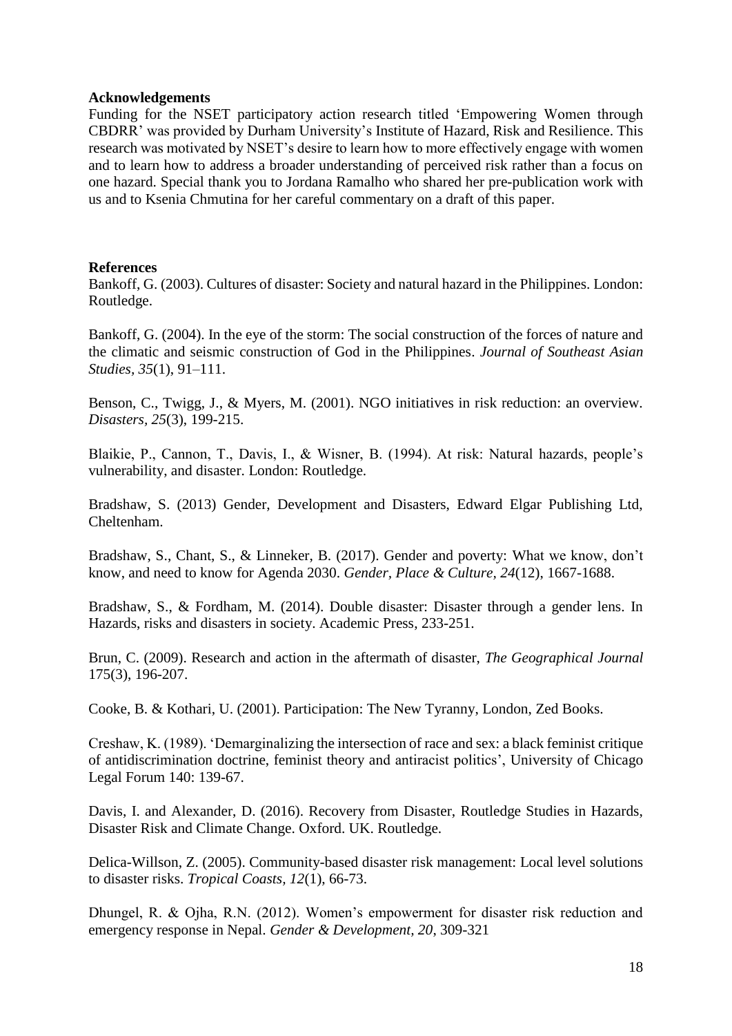**Acknowledgements**

Funding for the NSET participatory action research titled 'Empowering Women through CBDRR' was provided by Durham University's Institute of Hazard, Risk and Resilience. This research was motivated by NSET's desire to learn how to more effectively engage with women and to learn how to address a broader understanding of perceived risk rather than a focus on one hazard. Special thank you to Jordana Ramalho who shared her pre-publication work with us and to Ksenia Chmutina for her careful commentary on a draft of this paper.

**References**

Bankoff, G. (2003). Cultures of disaster: Society and natural hazard in the Philippines. London: Routledge.

Bankoff, G. (2004). In the eye of the storm: The social construction of the forces of nature and the climatic and seismic construction of God in the Philippines. *Journal of Southeast Asian Studies, 35*(1), 91–111.

Benson, C., Twigg, J., & Myers, M. (2001). NGO initiatives in risk reduction: an overview. *Disasters, 25*(3), 199-215.

Blaikie, P., Cannon, T., Davis, I., & Wisner, B. (1994). At risk: Natural hazards, people's vulnerability, and disaster. London: Routledge.

Bradshaw, S. (2013) Gender, Development and Disasters, Edward Elgar Publishing Ltd, Cheltenham.

Bradshaw, S., Chant, S., & Linneker, B. (2017). Gender and poverty: What we know, don't know, and need to know for Agenda 2030. *Gender, Place & Culture, 24*(12), 1667-1688.

Bradshaw, S., & Fordham, M. (2014). Double disaster: Disaster through a gender lens. In Hazards, risks and disasters in society. Academic Press, 233-251.

Brun, C. (2009). Research and action in the aftermath of disaster, *The Geographical Journal* 175(3), 196-207.

Cooke, B. & Kothari, U. (2001). Participation: The New Tyranny, London, Zed Books.

Creshaw, K. (1989). 'Demarginalizing the intersection of race and sex: a black feminist critique of antidiscrimination doctrine, feminist theory and antiracist politics', University of Chicago Legal Forum 140: 139-67.

Davis, I. and Alexander, D. (2016). Recovery from Disaster, Routledge Studies in Hazards, Disaster Risk and Climate Change. Oxford. UK. Routledge.

Delica-Willson, Z. (2005). Community-based disaster risk management: Local level solutions to disaster risks. *Tropical Coasts, 12*(1), 66-73.

Dhungel, R. & Ojha, R.N. (2012). Women's empowerment for disaster risk reduction and emergency response in Nepal. *Gender & Development, 20*, 309-321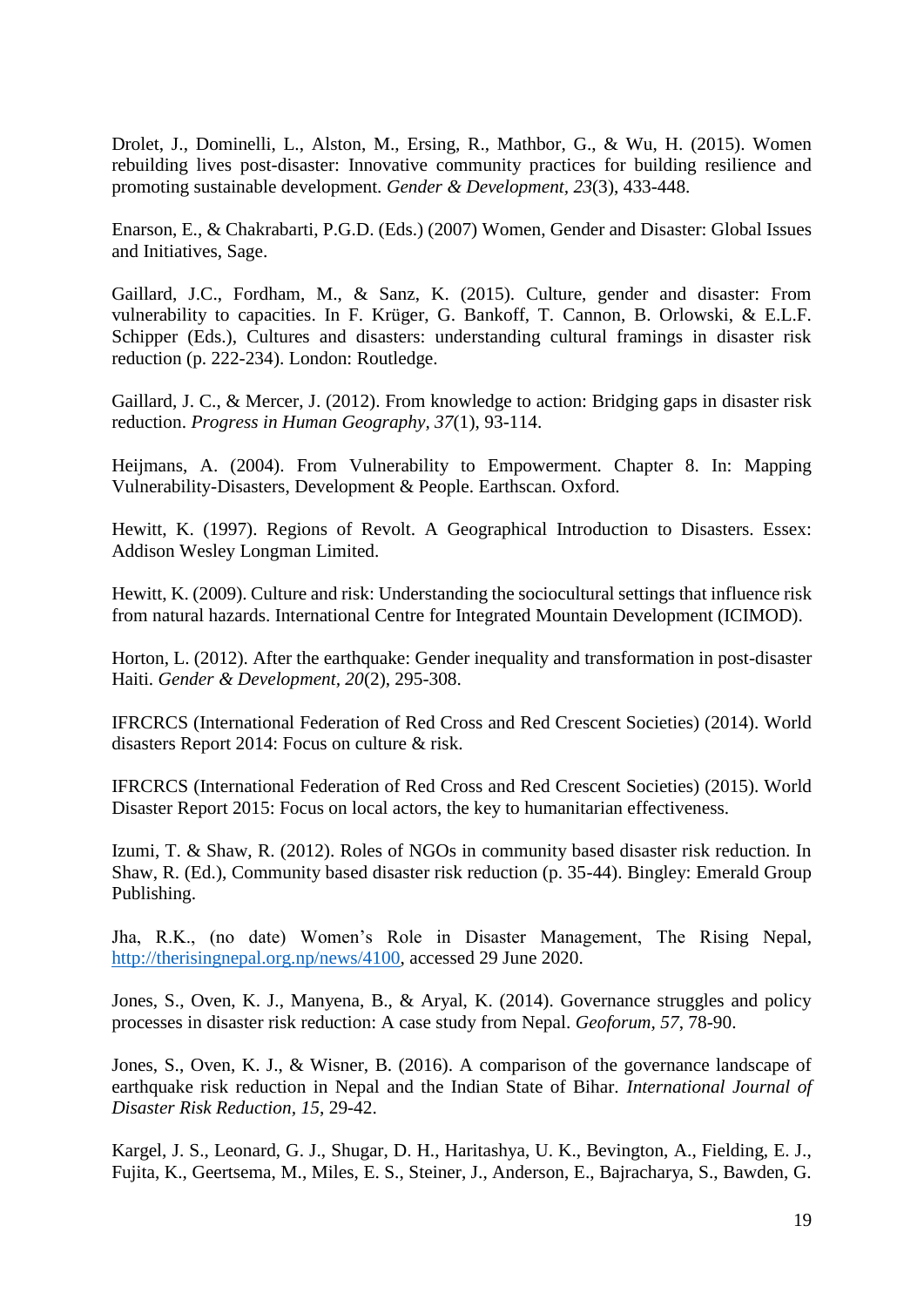Drolet, J., Dominelli, L., Alston, M., Ersing, R., Mathbor, G., & Wu, H. (2015). Women rebuilding lives post-disaster: Innovative community practices for building resilience and promoting sustainable development. *Gender & Development, 23*(3), 433-448.

Enarson, E., & Chakrabarti, P.G.D. (Eds.) (2007) Women, Gender and Disaster: Global Issues and Initiatives, Sage.

Gaillard, J.C., Fordham, M., & Sanz, K. (2015). Culture, gender and disaster: From vulnerability to capacities. In F. Krüger, G. Bankoff, T. Cannon, B. Orlowski, & E.L.F. Schipper (Eds.), Cultures and disasters: understanding cultural framings in disaster risk reduction (p. 222-234). London: Routledge.

Gaillard, J. C., & Mercer, J. (2012). From knowledge to action: Bridging gaps in disaster risk reduction. *Progress in Human Geography, 37*(1), 93-114.

Heijmans, A. (2004). From Vulnerability to Empowerment. Chapter 8. In: Mapping Vulnerability-Disasters, Development & People. Earthscan. Oxford.

Hewitt, K. (1997). Regions of Revolt. A Geographical Introduction to Disasters. Essex: Addison Wesley Longman Limited.

Hewitt, K. (2009). Culture and risk: Understanding the sociocultural settings that influence risk from natural hazards. International Centre for Integrated Mountain Development (ICIMOD).

Horton, L. (2012). After the earthquake: Gender inequality and transformation in post-disaster Haiti. *Gender & Development, 20*(2), 295-308.

IFRCRCS (International Federation of Red Cross and Red Crescent Societies) (2014). World disasters Report 2014: Focus on culture & risk.

IFRCRCS (International Federation of Red Cross and Red Crescent Societies) (2015). World Disaster Report 2015: Focus on local actors, the key to humanitarian effectiveness.

Izumi, T. & Shaw, R. (2012). Roles of NGOs in community based disaster risk reduction. In Shaw, R. (Ed.), Community based disaster risk reduction (p. 35-44). Bingley: Emerald Group Publishing.

Jha, R.K., (no date) Women's Role in Disaster Management, The Rising Nepal, http://therisingnepal.org.np/news/4100, accessed 29 June 2020.

Jones, S., Oven, K. J., Manyena, B., & Aryal, K. (2014). Governance struggles and policy processes in disaster risk reduction: A case study from Nepal. *Geoforum, 57*, 78-90.

Jones, S., Oven, K. J., & Wisner, B. (2016). A comparison of the governance landscape of earthquake risk reduction in Nepal and the Indian State of Bihar. *International Journal of Disaster Risk Reduction, 15*, 29-42.

Kargel, J. S., Leonard, G. J., Shugar, D. H., Haritashya, U. K., Bevington, A., Fielding, E. J., Fujita, K., Geertsema, M., Miles, E. S., Steiner, J., Anderson, E., Bajracharya, S., Bawden, G.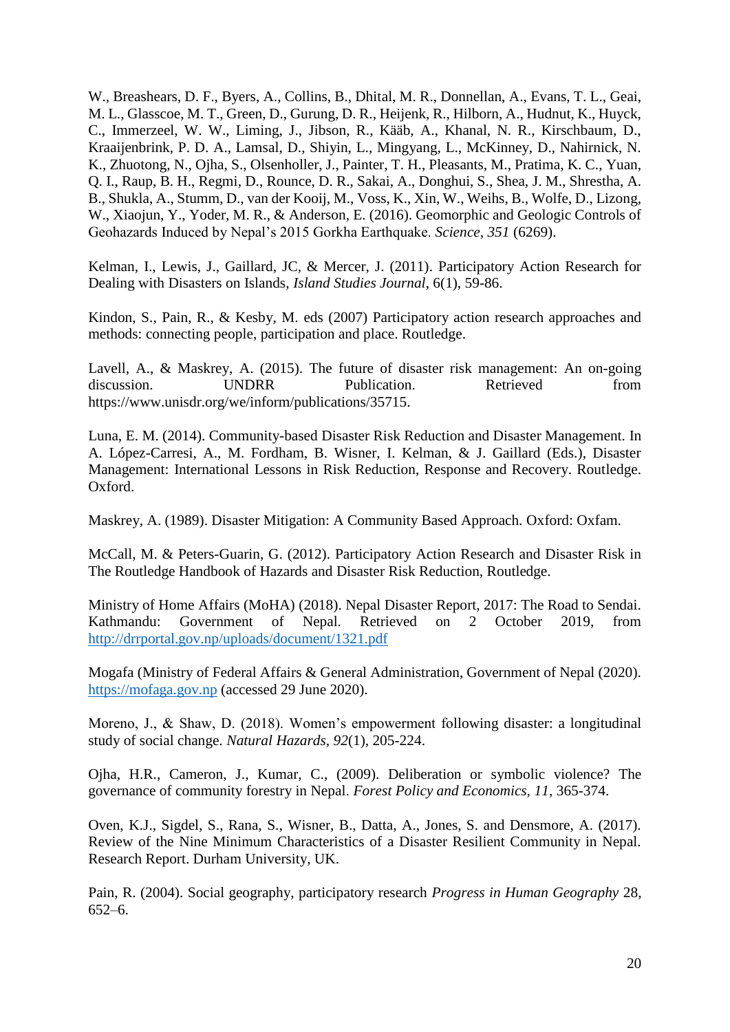W., Breashears, D. F., Byers, A., Collins, B., Dhital, M. R., Donnellan, A., Evans, T. L., Geai, M. L., Glasscoe, M. T., Green, D., Gurung, D. R., Heijenk, R., Hilborn, A., Hudnut, K., Huyck, C., Immerzeel, W. W., Liming, J., Jibson, R., Kääb, A., Khanal, N. R., Kirschbaum, D., Kraaijenbrink, P. D. A., Lamsal, D., Shiyin, L., Mingyang, L., McKinney, D., Nahirnick, N. K., Zhuotong, N., Ojha, S., Olsenholler, J., Painter, T. H., Pleasants, M., Pratima, K. C., Yuan, Q. I., Raup, B. H., Regmi, D., Rounce, D. R., Sakai, A., Donghui, S., Shea, J. M., Shrestha, A. B., Shukla, A., Stumm, D., van der Kooij, M., Voss, K., Xin, W., Weihs, B., Wolfe, D., Lizong, W., Xiaojun, Y., Yoder, M. R., & Anderson, E. (2016). Geomorphic and Geologic Controls of Geohazards Induced by Nepal's 2015 Gorkha Earthquake. *Science, 351* (6269).

Kelman, I., Lewis, J., Gaillard, JC, & Mercer, J. (2011). Participatory Action Research for Dealing with Disasters on Islands, *Island Studies Journal*, 6(1), 59-86.

Kindon, S., Pain, R., & Kesby, M. eds (2007) Participatory action research approaches and methods: connecting people, participation and place. Routledge.

Lavell, A., & Maskrey, A. (2015). The future of disaster risk management: An on-going discussion. UNDRR Publication. Retrieved from https://www.unisdr.org/we/inform/publications/35715.

Luna, E. M. (2014). Community-based Disaster Risk Reduction and Disaster Management. In A. López-Carresi, A., M. Fordham, B. Wisner, I. Kelman, & J. Gaillard (Eds.), Disaster Management: International Lessons in Risk Reduction, Response and Recovery. Routledge. Oxford.

Maskrey, A. (1989). Disaster Mitigation: A Community Based Approach. Oxford: Oxfam.

McCall, M. & Peters-Guarin, G. (2012). Participatory Action Research and Disaster Risk in The Routledge Handbook of Hazards and Disaster Risk Reduction, Routledge.

Ministry of Home Affairs (MoHA) (2018). Nepal Disaster Report, 2017: The Road to Sendai. Kathmandu: Government of Nepal. Retrieved on 2 October 2019, from http://drrportal.gov.np/uploads/document/1321.pdf

Mogafa (Ministry of Federal Affairs & General Administration, Government of Nepal (2020). https://mofaga.gov.np (accessed 29 June 2020).

Moreno, J., & Shaw, D. (2018). Women's empowerment following disaster: a longitudinal study of social change. *Natural Hazards, 92*(1), 205-224.

Ojha, H.R., Cameron, J., Kumar, C., (2009). Deliberation or symbolic violence? The governance of community forestry in Nepal. *Forest Policy and Economics, 11*, 365-374.

Oven, K.J., Sigdel, S., Rana, S., Wisner, B., Datta, A., Jones, S. and Densmore, A. (2017). Review of the Nine Minimum Characteristics of a Disaster Resilient Community in Nepal. Research Report. Durham University, UK.

Pain, R. (2004). Social geography, participatory research *Progress in Human Geography* 28, 652–6.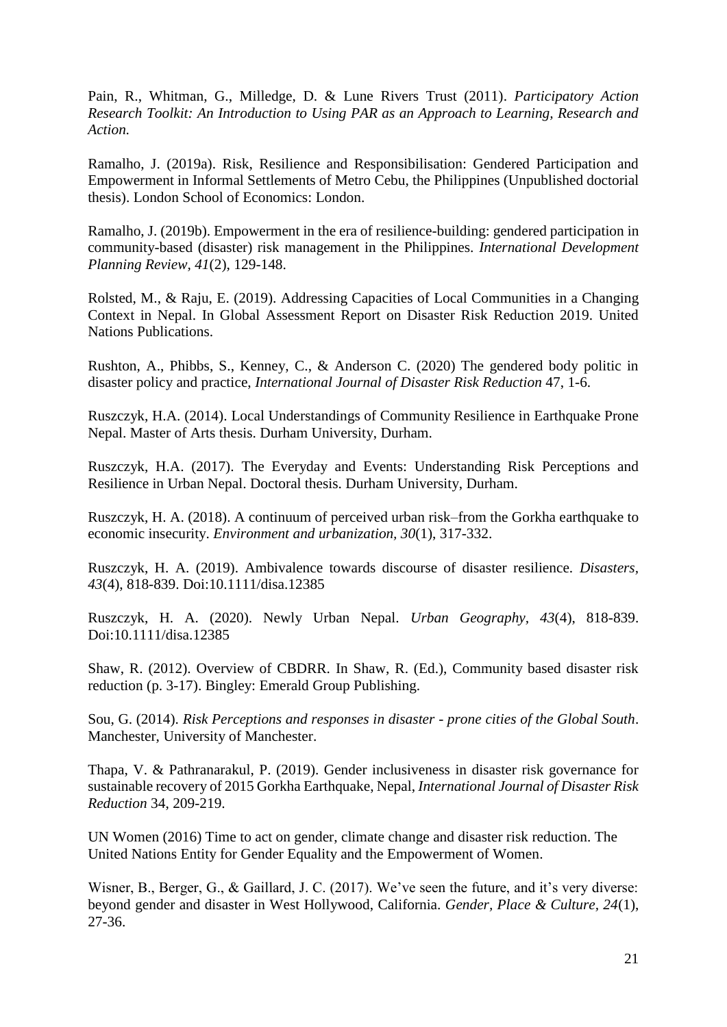Pain, R., Whitman, G., Milledge, D. & Lune Rivers Trust (2011). *Participatory Action Research Toolkit: An Introduction to Using PAR as an Approach to Learning, Research and Action.*

Ramalho, J. (2019a). Risk, Resilience and Responsibilisation: Gendered Participation and Empowerment in Informal Settlements of Metro Cebu, the Philippines (Unpublished doctorial thesis). London School of Economics: London.

Ramalho, J. (2019b). Empowerment in the era of resilience-building: gendered participation in community-based (disaster) risk management in the Philippines. *International Development Planning Review, 41*(2), 129-148.

Rolsted, M., & Raju, E. (2019). Addressing Capacities of Local Communities in a Changing Context in Nepal. In Global Assessment Report on Disaster Risk Reduction 2019. United Nations Publications.

Rushton, A., Phibbs, S., Kenney, C., & Anderson C. (2020) The gendered body politic in disaster policy and practice, *International Journal of Disaster Risk Reduction* 47, 1-6.

Ruszczyk, H.A. (2014). Local Understandings of Community Resilience in Earthquake Prone Nepal. Master of Arts thesis. Durham University, Durham.

Ruszczyk, H.A. (2017). The Everyday and Events: Understanding Risk Perceptions and Resilience in Urban Nepal. Doctoral thesis. Durham University, Durham.

Ruszczyk, H. A. (2018). A continuum of perceived urban risk–from the Gorkha earthquake to economic insecurity. *Environment and urbanization, 30*(1), 317-332.

Ruszczyk, H. A. (2019). Ambivalence towards discourse of disaster resilience. *Disasters, 43*(4), 818-839. Doi:10.1111/disa.12385

Ruszczyk, H. A. (2020). Newly Urban Nepal. *Urban Geography, 43*(4), 818-839. Doi:10.1111/disa.12385

Shaw, R. (2012). Overview of CBDRR. In Shaw, R. (Ed.), Community based disaster risk reduction (p. 3-17). Bingley: Emerald Group Publishing.

Sou, G. (2014). *Risk Perceptions and responses in disaster - prone cities of the Global South*. Manchester, University of Manchester.

Thapa, V. & Pathranarakul, P. (2019). Gender inclusiveness in disaster risk governance for sustainable recovery of 2015 Gorkha Earthquake, Nepal, *International Journal of Disaster Risk Reduction* 34, 209-219.

UN Women (2016) Time to act on gender, climate change and disaster risk reduction. The United Nations Entity for Gender Equality and the Empowerment of Women.

Wisner, B., Berger, G., & Gaillard, J. C. (2017). We've seen the future, and it's very diverse: beyond gender and disaster in West Hollywood, California. *Gender, Place & Culture, 24*(1), 27-36.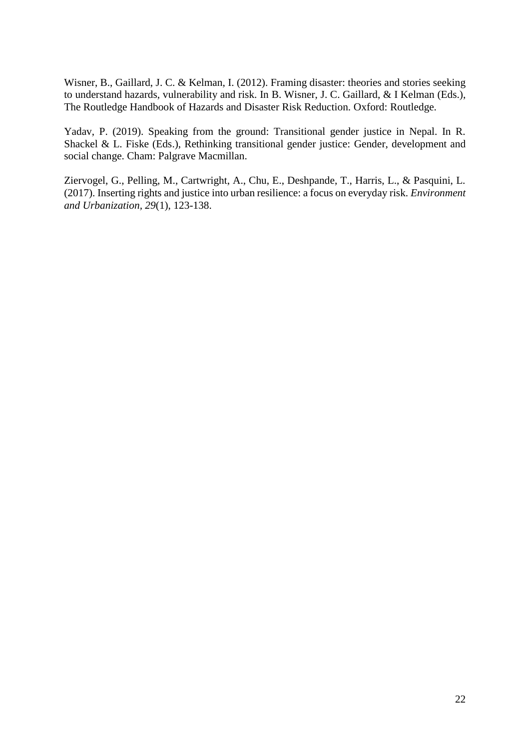Wisner, B., Gaillard, J. C. & Kelman, I. (2012). Framing disaster: theories and stories seeking to understand hazards, vulnerability and risk. In B. Wisner, J. C. Gaillard, & I Kelman (Eds.), The Routledge Handbook of Hazards and Disaster Risk Reduction. Oxford: Routledge.

Yadav, P. (2019). Speaking from the ground: Transitional gender justice in Nepal. In R. Shackel & L. Fiske (Eds.), Rethinking transitional gender justice: Gender, development and social change. Cham: Palgrave Macmillan.

Ziervogel, G., Pelling, M., Cartwright, A., Chu, E., Deshpande, T., Harris, L., & Pasquini, L. (2017). Inserting rights and justice into urban resilience: a focus on everyday risk. *Environment and Urbanization*, *29*(1), 123-138.